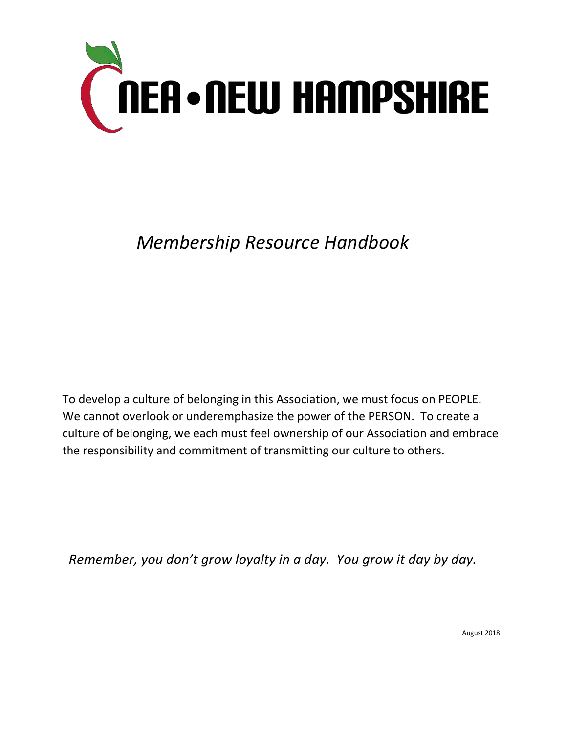# NEA • NEW HAMPSHIRE

*Membership Resource Handbook*

To develop a culture of belonging in this Association, we must focus on PEOPLE. We cannot overlook or underemphasize the power of the PERSON. To create a culture of belonging, we each must feel ownership of our Association and embrace the responsibility and commitment of transmitting our culture to others.

*Remember, you don't grow loyalty in a day. You grow it day by day.*

August 2018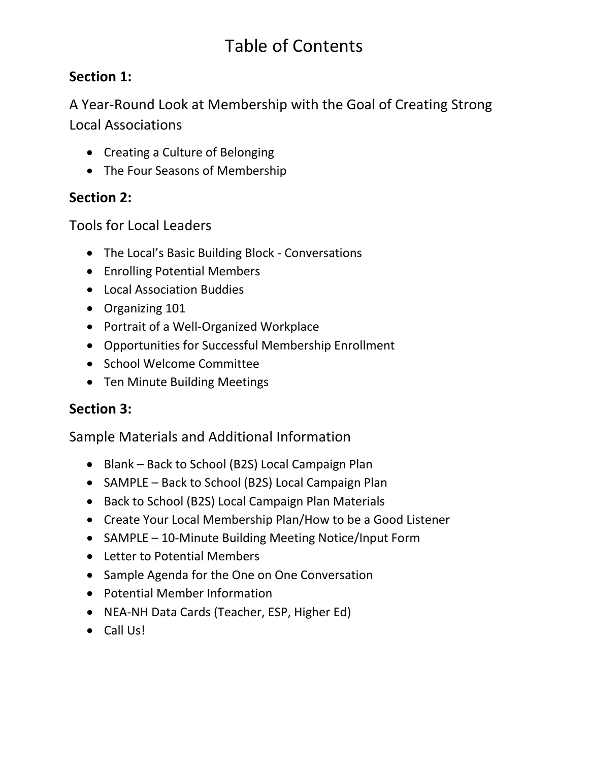# Table of Contents

**Section 1:**

A Year-Round Look at Membership with the Goal of Creating Strong Local Associations

- Creating a Culture of Belonging
- The Four Seasons of Membership

**Section 2:**

Tools for Local Leaders

- The Local's Basic Building Block - Conversations
- Enrolling Potential Members
- Local Association Buddies
- Organizing 101
- Portrait of a Well-Organized Workplace
- Opportunities for Successful Membership Enrollment
- School Welcome Committee
- Ten Minute Building Meetings

**Section 3:**

Sample Materials and Additional Information

- Blank – Back to School (B2S) Local Campaign Plan
- SAMPLE – Back to School (B2S) Local Campaign Plan
- Back to School (B2S) Local Campaign Plan Materials
- Create Your Local Membership Plan/How to be a Good Listener
- SAMPLE – 10-Minute Building Meeting Notice/Input Form
- Letter to Potential Members
- Sample Agenda for the One on One Conversation
- Potential Member Information
- NEA-NH Data Cards (Teacher, ESP, Higher Ed)
- Call Us!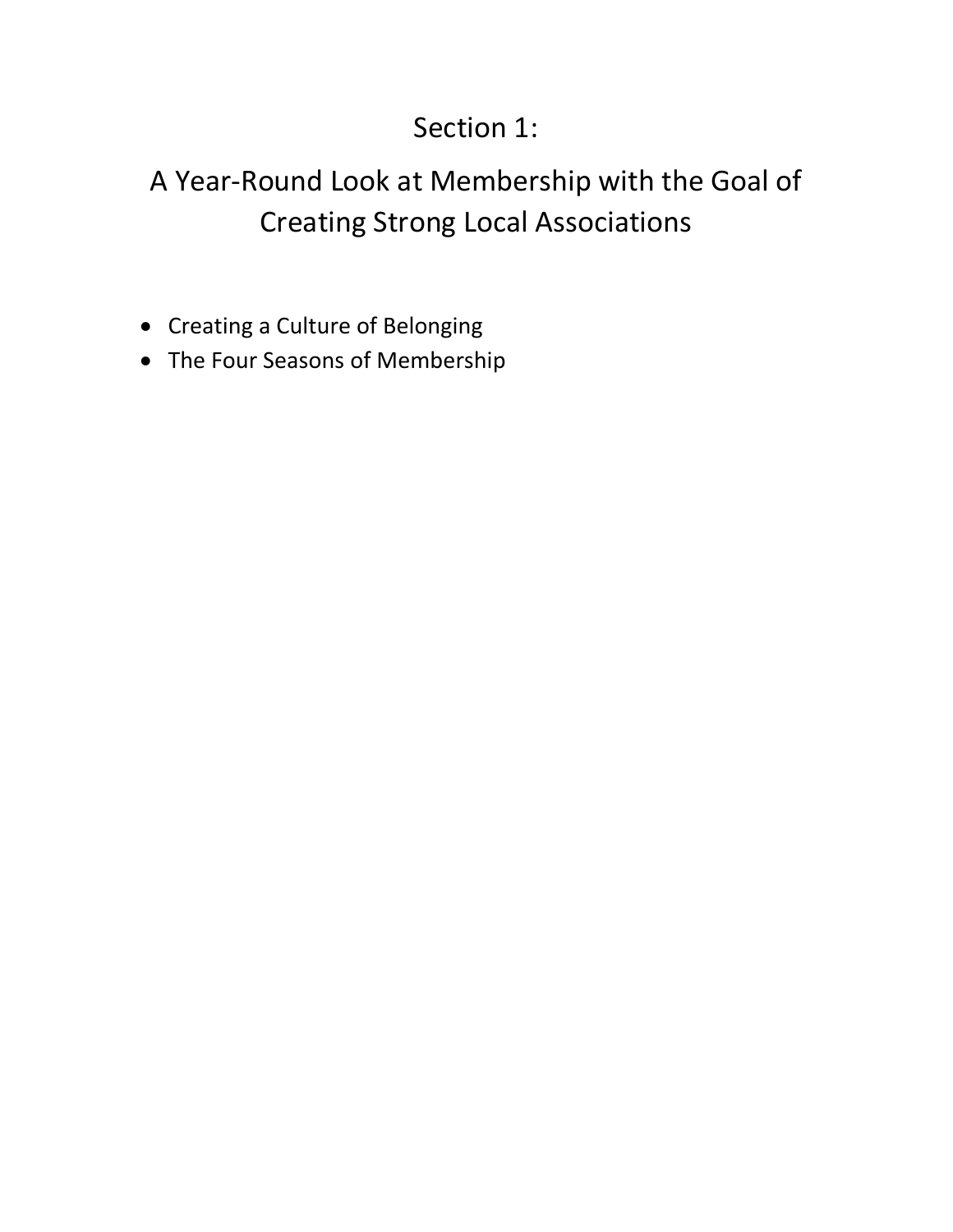# Section 1:

# A Year-Round Look at Membership with the Goal of Creating Strong Local Associations

- Creating a Culture of Belonging
- The Four Seasons of Membership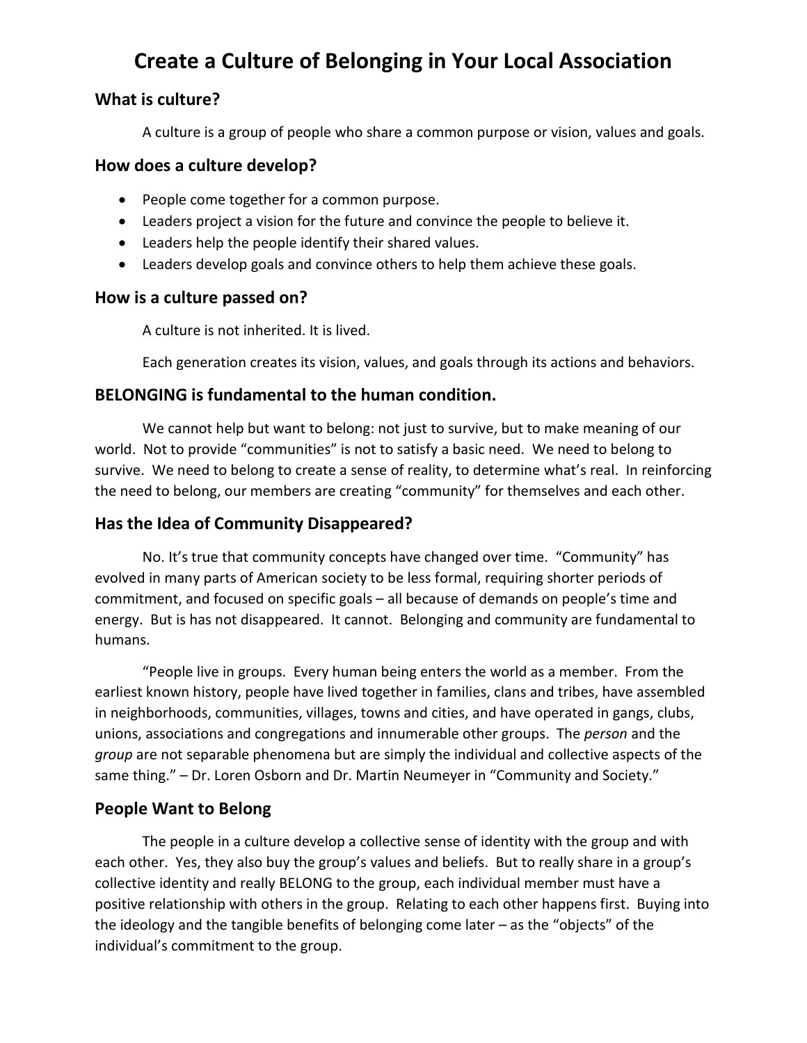# Create a Culture of Belonging in Your Local Association

## What is culture?

A culture is a group of people who share a common purpose or vision, values and goals.

## How does a culture develop?

- People come together for a common purpose.
- Leaders project a vision for the future and convince the people to believe it.
- Leaders help the people identify their shared values.
- Leaders develop goals and convince others to help them achieve these goals.

## How is a culture passed on?

A culture is not inherited. It is lived.

Each generation creates its vision, values, and goals through its actions and behaviors.

## BELONGING is fundamental to the human condition.

We cannot help but want to belong: not just to survive, but to make meaning of our world. Not to provide "communities" is not to satisfy a basic need. We need to belong to survive. We need to belong to create a sense of reality, to determine what's real. In reinforcing the need to belong, our members are creating "community" for themselves and each other.

## Has the Idea of Community Disappeared?

No. It's true that community concepts have changed over time. "Community" has evolved in many parts of American society to be less formal, requiring shorter periods of commitment, and focused on specific goals – all because of demands on people's time and energy. But is has not disappeared. It cannot. Belonging and community are fundamental to humans.

"People live in groups. Every human being enters the world as a member. From the earliest known history, people have lived together in families, clans and tribes, have assembled in neighborhoods, communities, villages, towns and cities, and have operated in gangs, clubs, unions, associations and congregations and innumerable other groups. The *person* and the *group* are not separable phenomena but are simply the individual and collective aspects of the same thing." – Dr. Loren Osborn and Dr. Martin Neumeyer in "Community and Society."

## People Want to Belong

The people in a culture develop a collective sense of identity with the group and with each other. Yes, they also buy the group's values and beliefs. But to really share in a group's collective identity and really BELONG to the group, each individual member must have a positive relationship with others in the group. Relating to each other happens first. Buying into the ideology and the tangible benefits of belonging come later – as the "objects" of the individual's commitment to the group.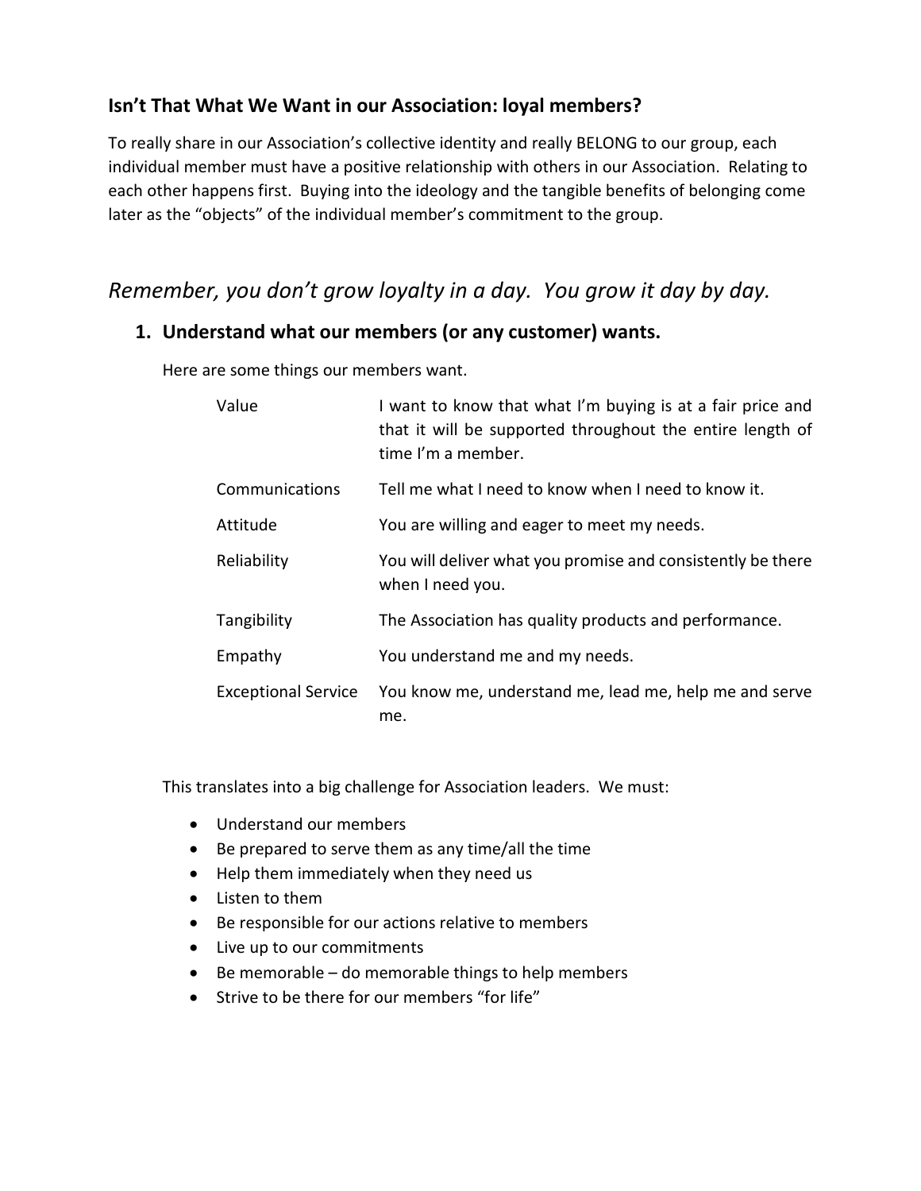## Isn't That What We Want in our Association: loyal members?

To really share in our Association's collective identity and really BELONG to our group, each individual member must have a positive relationship with others in our Association. Relating to each other happens first. Buying into the ideology and the tangible benefits of belonging come later as the "objects" of the individual member's commitment to the group.

## *Remember, you don't grow loyalty in a day. You grow it day by day.*

### 1. Understand what our members (or any customer) wants.

Here are some things our members want.

| | |
|---|---|
| Value | I want to know that what I'm buying is at a fair price and that it will be supported throughout the entire length of time I'm a member. |
| Communications | Tell me what I need to know when I need to know it. |
| Attitude | You are willing and eager to meet my needs. |
| Reliability | You will deliver what you promise and consistently be there when I need you. |
| Tangibility | The Association has quality products and performance. |
| Empathy | You understand me and my needs. |
| Exceptional Service | You know me, understand me, lead me, help me and serve me. |

This translates into a big challenge for Association leaders. We must:

- Understand our members
- Be prepared to serve them as any time/all the time
- Help them immediately when they need us
- Listen to them
- Be responsible for our actions relative to members
- Live up to our commitments
- Be memorable – do memorable things to help members
- Strive to be there for our members "for life"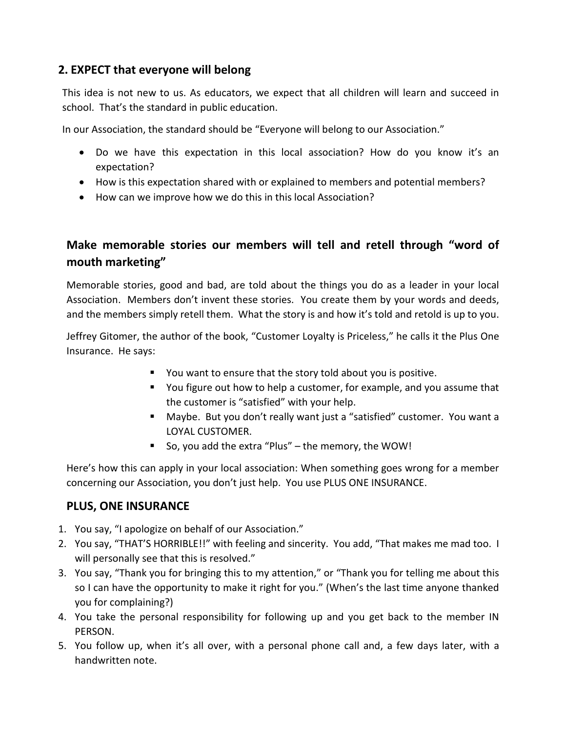## 2. EXPECT that everyone will belong

This idea is not new to us. As educators, we expect that all children will learn and succeed in school. That's the standard in public education.

In our Association, the standard should be "Everyone will belong to our Association."

- Do we have this expectation in this local association? How do you know it's an expectation?
- How is this expectation shared with or explained to members and potential members?
- How can we improve how we do this in this local Association?

## Make memorable stories our members will tell and retell through "word of mouth marketing"

Memorable stories, good and bad, are told about the things you do as a leader in your local Association. Members don't invent these stories. You create them by your words and deeds, and the members simply retell them. What the story is and how it's told and retold is up to you.

Jeffrey Gitomer, the author of the book, "Customer Loyalty is Priceless," he calls it the Plus One Insurance. He says:

- You want to ensure that the story told about you is positive.
- You figure out how to help a customer, for example, and you assume that the customer is "satisfied" with your help.
- Maybe. But you don't really want just a "satisfied" customer. You want a LOYAL CUSTOMER.
- So, you add the extra "Plus" – the memory, the WOW!

Here's how this can apply in your local association: When something goes wrong for a member concerning our Association, you don't just help. You use PLUS ONE INSURANCE.

## PLUS, ONE INSURANCE

1. You say, "I apologize on behalf of our Association."
2. You say, "THAT'S HORRIBLE!!" with feeling and sincerity. You add, "That makes me mad too. I will personally see that this is resolved."
3. You say, "Thank you for bringing this to my attention," or "Thank you for telling me about this so I can have the opportunity to make it right for you." (When's the last time anyone thanked you for complaining?)
4. You take the personal responsibility for following up and you get back to the member IN PERSON.
5. You follow up, when it's all over, with a personal phone call and, a few days later, with a handwritten note.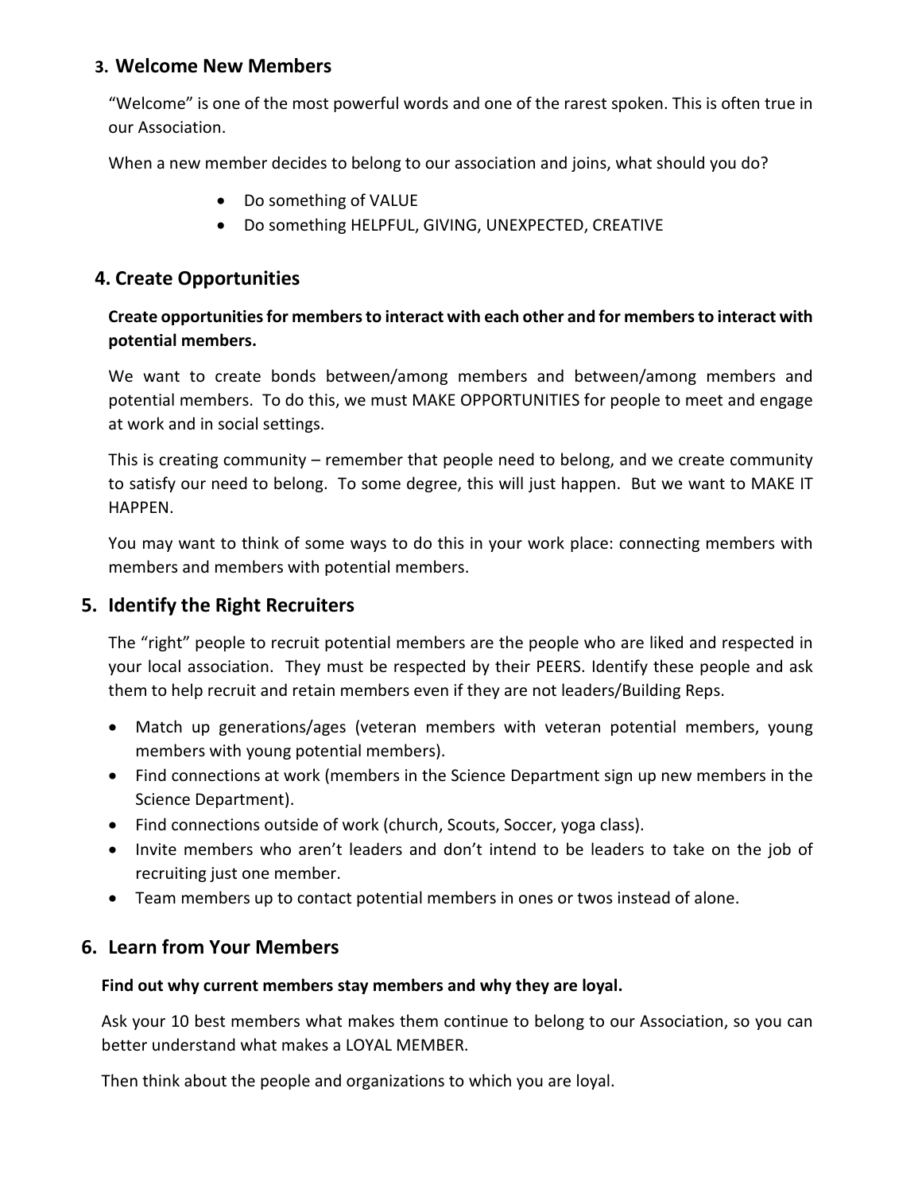## 3. Welcome New Members

"Welcome" is one of the most powerful words and one of the rarest spoken. This is often true in our Association.

When a new member decides to belong to our association and joins, what should you do?

- Do something of VALUE
- Do something HELPFUL, GIVING, UNEXPECTED, CREATIVE

## 4. Create Opportunities

**Create opportunities for members to interact with each other and for members to interact with potential members.**

We want to create bonds between/among members and between/among members and potential members. To do this, we must MAKE OPPORTUNITIES for people to meet and engage at work and in social settings.

This is creating community – remember that people need to belong, and we create community to satisfy our need to belong. To some degree, this will just happen. But we want to MAKE IT HAPPEN.

You may want to think of some ways to do this in your work place: connecting members with members and members with potential members.

## 5. Identify the Right Recruiters

The "right" people to recruit potential members are the people who are liked and respected in your local association. They must be respected by their PEERS. Identify these people and ask them to help recruit and retain members even if they are not leaders/Building Reps.

- Match up generations/ages (veteran members with veteran potential members, young members with young potential members).
- Find connections at work (members in the Science Department sign up new members in the Science Department).
- Find connections outside of work (church, Scouts, Soccer, yoga class).
- Invite members who aren't leaders and don't intend to be leaders to take on the job of recruiting just one member.
- Team members up to contact potential members in ones or twos instead of alone.

## 6. Learn from Your Members

**Find out why current members stay members and why they are loyal.**

Ask your 10 best members what makes them continue to belong to our Association, so you can better understand what makes a LOYAL MEMBER.

Then think about the people and organizations to which you are loyal.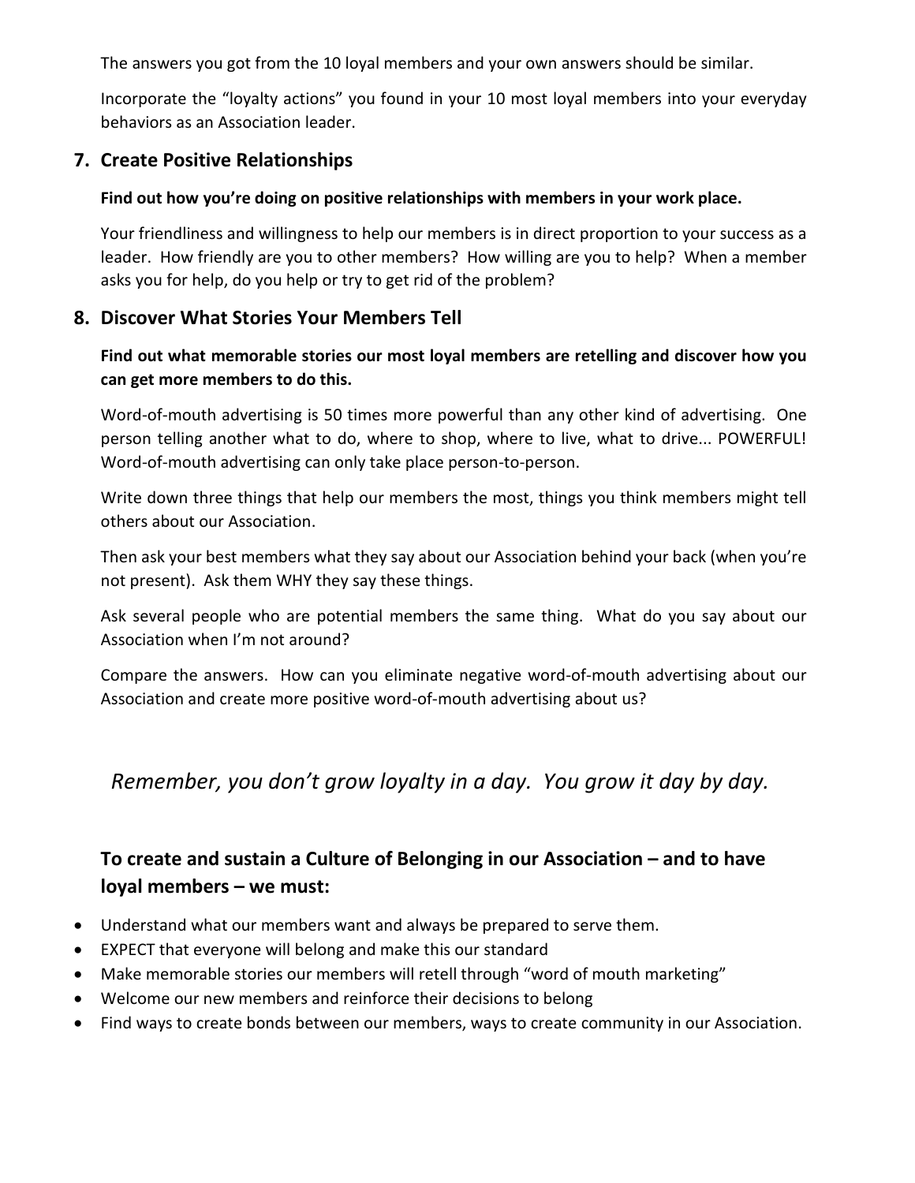The answers you got from the 10 loyal members and your own answers should be similar.

Incorporate the "loyalty actions" you found in your 10 most loyal members into your everyday behaviors as an Association leader.

## 7. Create Positive Relationships

**Find out how you're doing on positive relationships with members in your work place.**

Your friendliness and willingness to help our members is in direct proportion to your success as a leader. How friendly are you to other members? How willing are you to help? When a member asks you for help, do you help or try to get rid of the problem?

## 8. Discover What Stories Your Members Tell

**Find out what memorable stories our most loyal members are retelling and discover how you can get more members to do this.**

Word-of-mouth advertising is 50 times more powerful than any other kind of advertising. One person telling another what to do, where to shop, where to live, what to drive... POWERFUL! Word-of-mouth advertising can only take place person-to-person.

Write down three things that help our members the most, things you think members might tell others about our Association.

Then ask your best members what they say about our Association behind your back (when you're not present). Ask them WHY they say these things.

Ask several people who are potential members the same thing. What do you say about our Association when I'm not around?

Compare the answers. How can you eliminate negative word-of-mouth advertising about our Association and create more positive word-of-mouth advertising about us?

*Remember, you don't grow loyalty in a day. You grow it day by day.*

### To create and sustain a Culture of Belonging in our Association – and to have loyal members – we must:

- Understand what our members want and always be prepared to serve them.
- EXPECT that everyone will belong and make this our standard
- Make memorable stories our members will retell through "word of mouth marketing"
- Welcome our new members and reinforce their decisions to belong
- Find ways to create bonds between our members, ways to create community in our Association.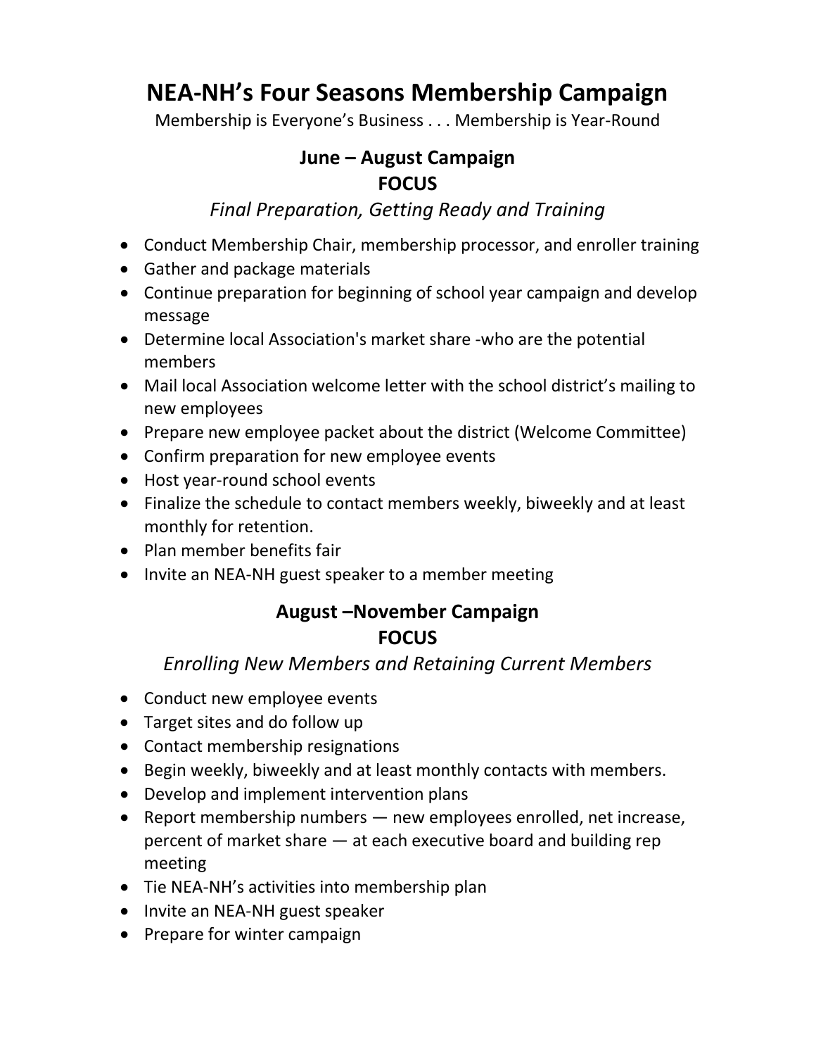# NEA-NH's Four Seasons Membership Campaign

Membership is Everyone's Business . . . Membership is Year-Round

## June – August Campaign
## FOCUS

*Final Preparation, Getting Ready and Training*

- Conduct Membership Chair, membership processor, and enroller training
- Gather and package materials
- Continue preparation for beginning of school year campaign and develop message
- Determine local Association's market share -who are the potential members
- Mail local Association welcome letter with the school district's mailing to new employees
- Prepare new employee packet about the district (Welcome Committee)
- Confirm preparation for new employee events
- Host year-round school events
- Finalize the schedule to contact members weekly, biweekly and at least monthly for retention.
- Plan member benefits fair
- Invite an NEA-NH guest speaker to a member meeting

## August –November Campaign
## FOCUS

*Enrolling New Members and Retaining Current Members*

- Conduct new employee events
- Target sites and do follow up
- Contact membership resignations
- Begin weekly, biweekly and at least monthly contacts with members.
- Develop and implement intervention plans
- Report membership numbers — new employees enrolled, net increase, percent of market share — at each executive board and building rep meeting
- Tie NEA-NH's activities into membership plan
- Invite an NEA-NH guest speaker
- Prepare for winter campaign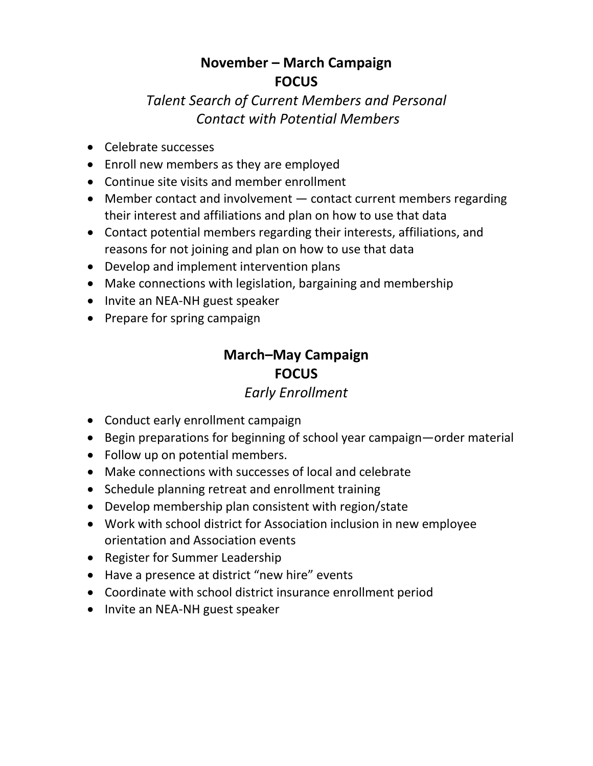## November – March Campaign
## FOCUS

*Talent Search of Current Members and Personal Contact with Potential Members*

- Celebrate successes
- Enroll new members as they are employed
- Continue site visits and member enrollment
- Member contact and involvement — contact current members regarding their interest and affiliations and plan on how to use that data
- Contact potential members regarding their interests, affiliations, and reasons for not joining and plan on how to use that data
- Develop and implement intervention plans
- Make connections with legislation, bargaining and membership
- Invite an NEA-NH guest speaker
- Prepare for spring campaign

## March–May Campaign
## FOCUS

*Early Enrollment*

- Conduct early enrollment campaign
- Begin preparations for beginning of school year campaign—order material
- Follow up on potential members.
- Make connections with successes of local and celebrate
- Schedule planning retreat and enrollment training
- Develop membership plan consistent with region/state
- Work with school district for Association inclusion in new employee orientation and Association events
- Register for Summer Leadership
- Have a presence at district "new hire" events
- Coordinate with school district insurance enrollment period
- Invite an NEA-NH guest speaker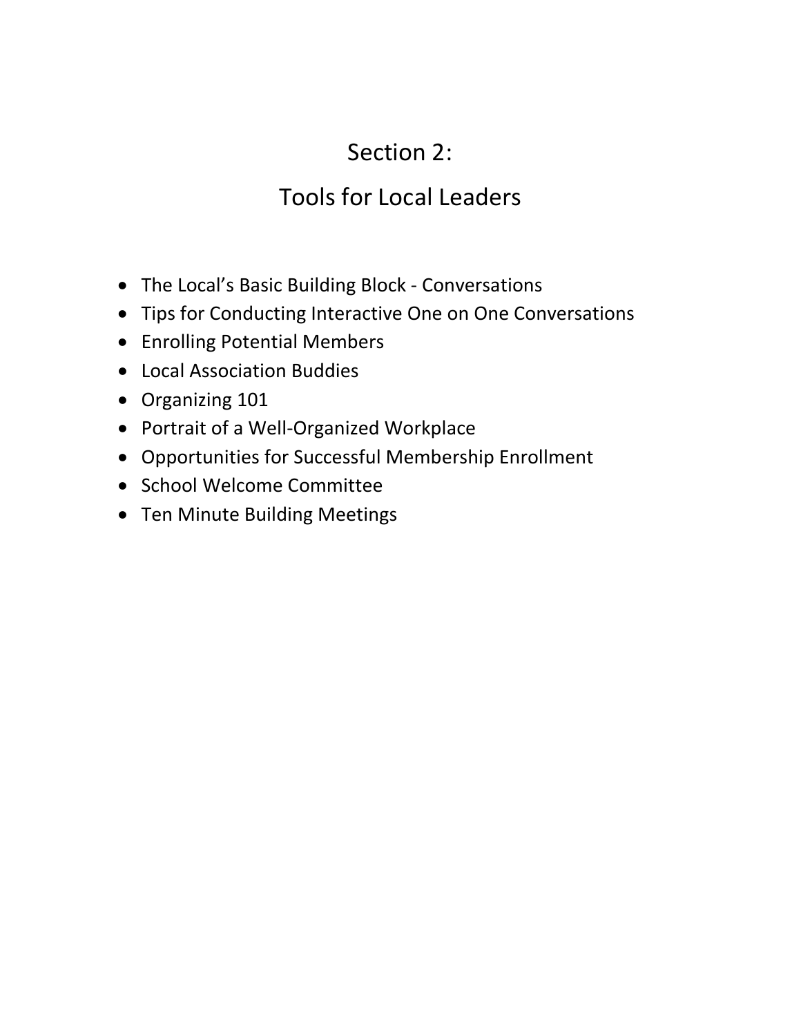# Section 2:

# Tools for Local Leaders

- The Local's Basic Building Block - Conversations
- Tips for Conducting Interactive One on One Conversations
- Enrolling Potential Members
- Local Association Buddies
- Organizing 101
- Portrait of a Well-Organized Workplace
- Opportunities for Successful Membership Enrollment
- School Welcome Committee
- Ten Minute Building Meetings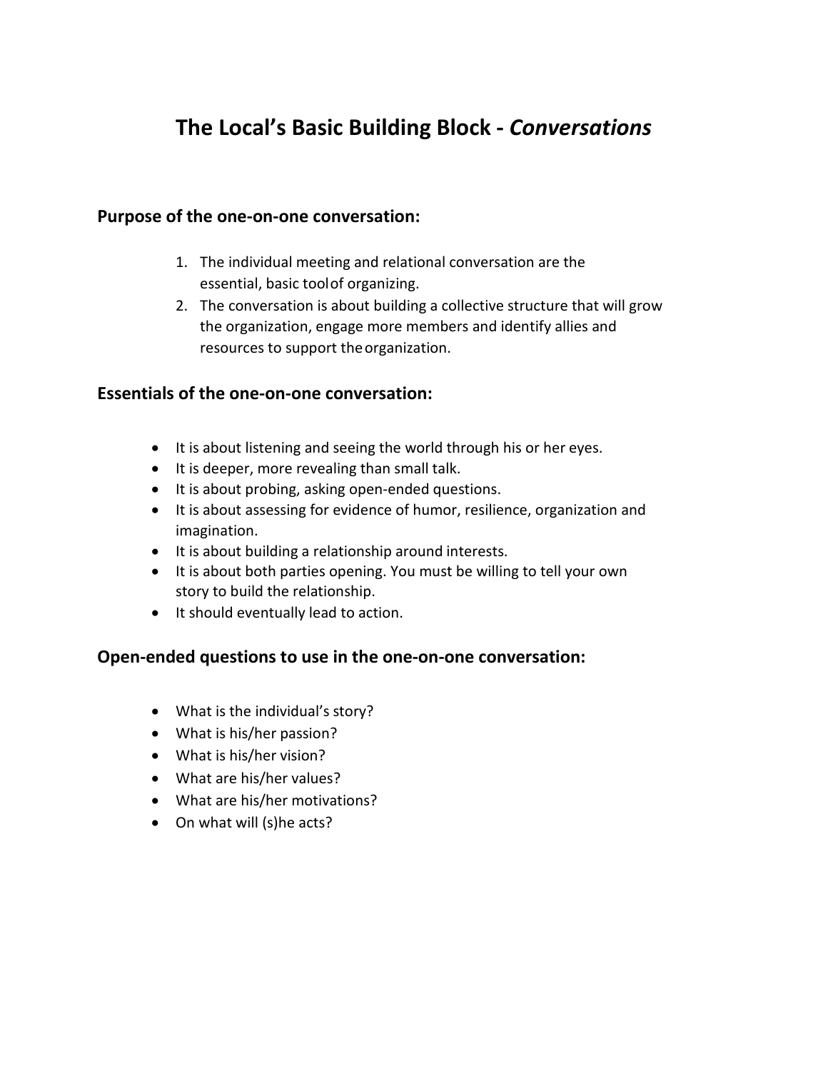# The Local's Basic Building Block - *Conversations*

### Purpose of the one-on-one conversation:

1. The individual meeting and relational conversation are the essential, basic tool of organizing.
2. The conversation is about building a collective structure that will grow the organization, engage more members and identify allies and resources to support the organization.

### Essentials of the one-on-one conversation:

- It is about listening and seeing the world through his or her eyes.
- It is deeper, more revealing than small talk.
- It is about probing, asking open-ended questions.
- It is about assessing for evidence of humor, resilience, organization and imagination.
- It is about building a relationship around interests.
- It is about both parties opening. You must be willing to tell your own story to build the relationship.
- It should eventually lead to action.

### Open-ended questions to use in the one-on-one conversation:

- What is the individual's story?
- What is his/her passion?
- What is his/her vision?
- What are his/her values?
- What are his/her motivations?
- On what will (s)he acts?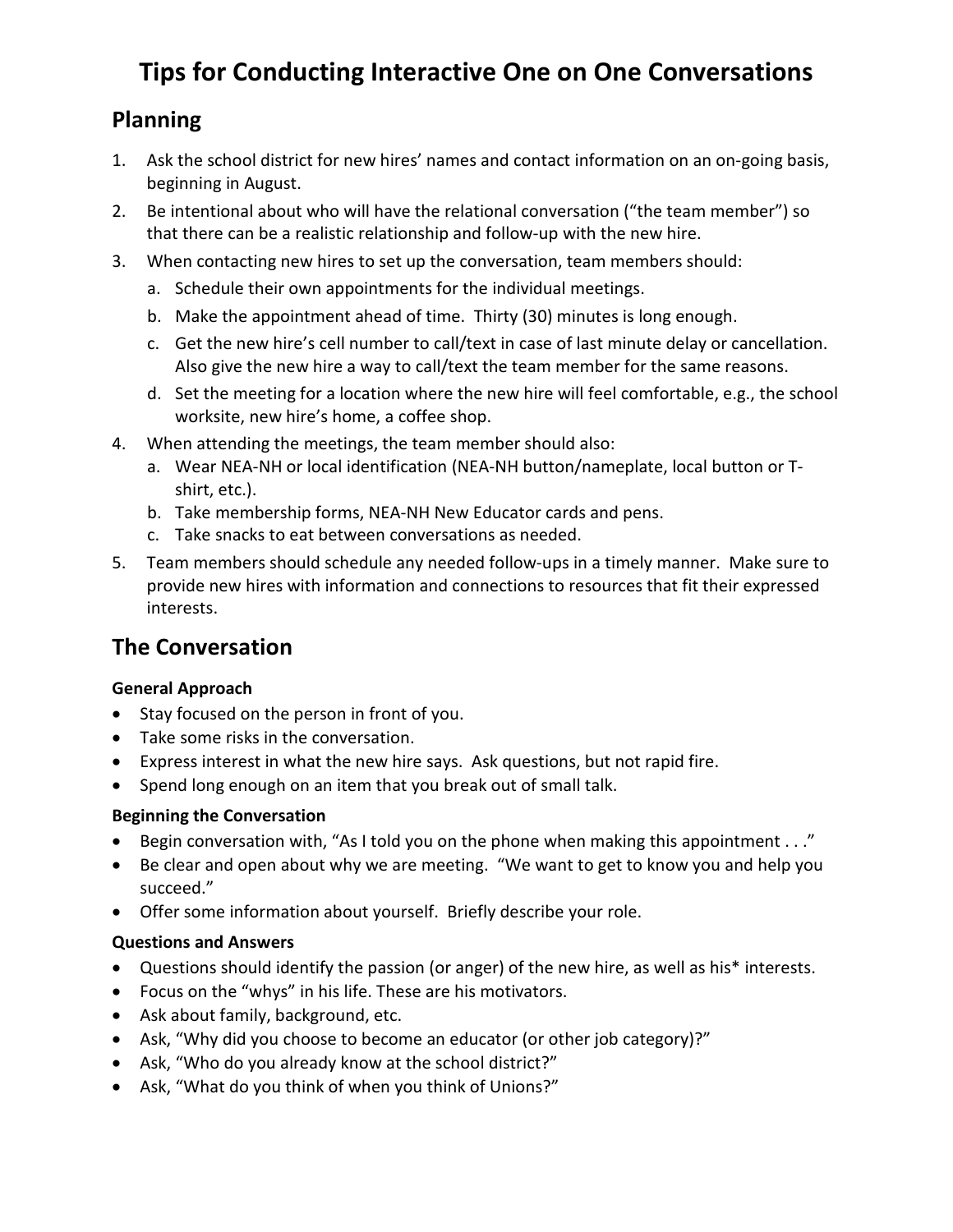# Tips for Conducting Interactive One on One Conversations

## Planning

1. Ask the school district for new hires' names and contact information on an on-going basis, beginning in August.
2. Be intentional about who will have the relational conversation ("the team member") so that there can be a realistic relationship and follow-up with the new hire.
3. When contacting new hires to set up the conversation, team members should:
   a. Schedule their own appointments for the individual meetings.
   b. Make the appointment ahead of time. Thirty (30) minutes is long enough.
   c. Get the new hire's cell number to call/text in case of last minute delay or cancellation. Also give the new hire a way to call/text the team member for the same reasons.
   d. Set the meeting for a location where the new hire will feel comfortable, e.g., the school worksite, new hire's home, a coffee shop.
4. When attending the meetings, the team member should also:
   a. Wear NEA-NH or local identification (NEA-NH button/nameplate, local button or T-shirt, etc.).
   b. Take membership forms, NEA-NH New Educator cards and pens.
   c. Take snacks to eat between conversations as needed.
5. Team members should schedule any needed follow-ups in a timely manner. Make sure to provide new hires with information and connections to resources that fit their expressed interests.

## The Conversation

**General Approach**

- Stay focused on the person in front of you.
- Take some risks in the conversation.
- Express interest in what the new hire says. Ask questions, but not rapid fire.
- Spend long enough on an item that you break out of small talk.

**Beginning the Conversation**

- Begin conversation with, "As I told you on the phone when making this appointment . . ."
- Be clear and open about why we are meeting. "We want to get to know you and help you succeed."
- Offer some information about yourself. Briefly describe your role.

**Questions and Answers**

- Questions should identify the passion (or anger) of the new hire, as well as his* interests.
- Focus on the "whys" in his life. These are his motivators.
- Ask about family, background, etc.
- Ask, "Why did you choose to become an educator (or other job category)?"
- Ask, "Who do you already know at the school district?"
- Ask, "What do you think of when you think of Unions?"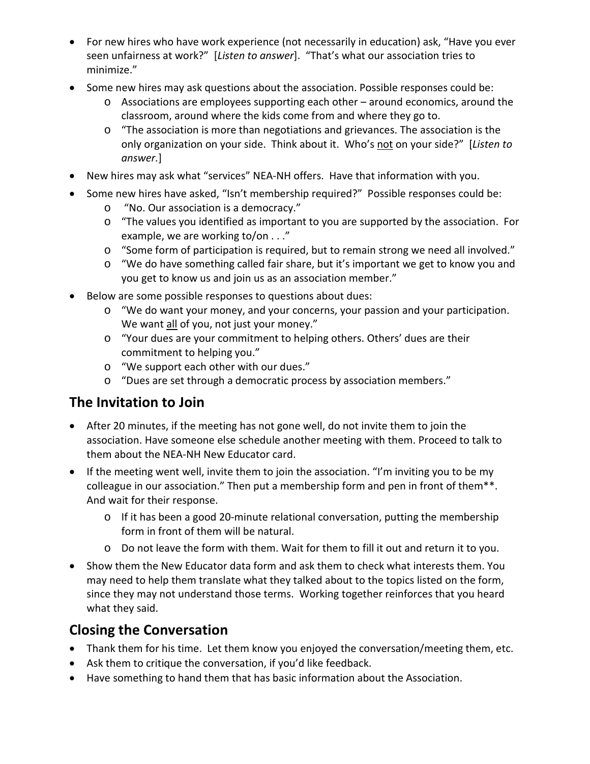- For new hires who have work experience (not necessarily in education) ask, "Have you ever seen unfairness at work?" [*Listen to answer*]. "That's what our association tries to minimize."
- Some new hires may ask questions about the association. Possible responses could be:
  - Associations are employees supporting each other – around economics, around the classroom, around where the kids come from and where they go to.
  - "The association is more than negotiations and grievances. The association is the only organization on your side. Think about it. Who's not on your side?" [*Listen to answer.*]
- New hires may ask what "services" NEA-NH offers. Have that information with you.
- Some new hires have asked, "Isn't membership required?" Possible responses could be:
  - "No. Our association is a democracy."
  - "The values you identified as important to you are supported by the association. For example, we are working to/on . . ."
  - "Some form of participation is required, but to remain strong we need all involved."
  - "We do have something called fair share, but it's important we get to know you and you get to know us and join us as an association member."
- Below are some possible responses to questions about dues:
  - "We do want your money, and your concerns, your passion and your participation. We want all of you, not just your money."
  - "Your dues are your commitment to helping others. Others' dues are their commitment to helping you."
  - "We support each other with our dues."
  - "Dues are set through a democratic process by association members."

## The Invitation to Join

- After 20 minutes, if the meeting has not gone well, do not invite them to join the association. Have someone else schedule another meeting with them. Proceed to talk to them about the NEA-NH New Educator card.
- If the meeting went well, invite them to join the association. "I'm inviting you to be my colleague in our association." Then put a membership form and pen in front of them**. And wait for their response.
  - If it has been a good 20-minute relational conversation, putting the membership form in front of them will be natural.
  - Do not leave the form with them. Wait for them to fill it out and return it to you.
- Show them the New Educator data form and ask them to check what interests them. You may need to help them translate what they talked about to the topics listed on the form, since they may not understand those terms. Working together reinforces that you heard what they said.

## Closing the Conversation

- Thank them for his time. Let them know you enjoyed the conversation/meeting them, etc.
- Ask them to critique the conversation, if you'd like feedback.
- Have something to hand them that has basic information about the Association.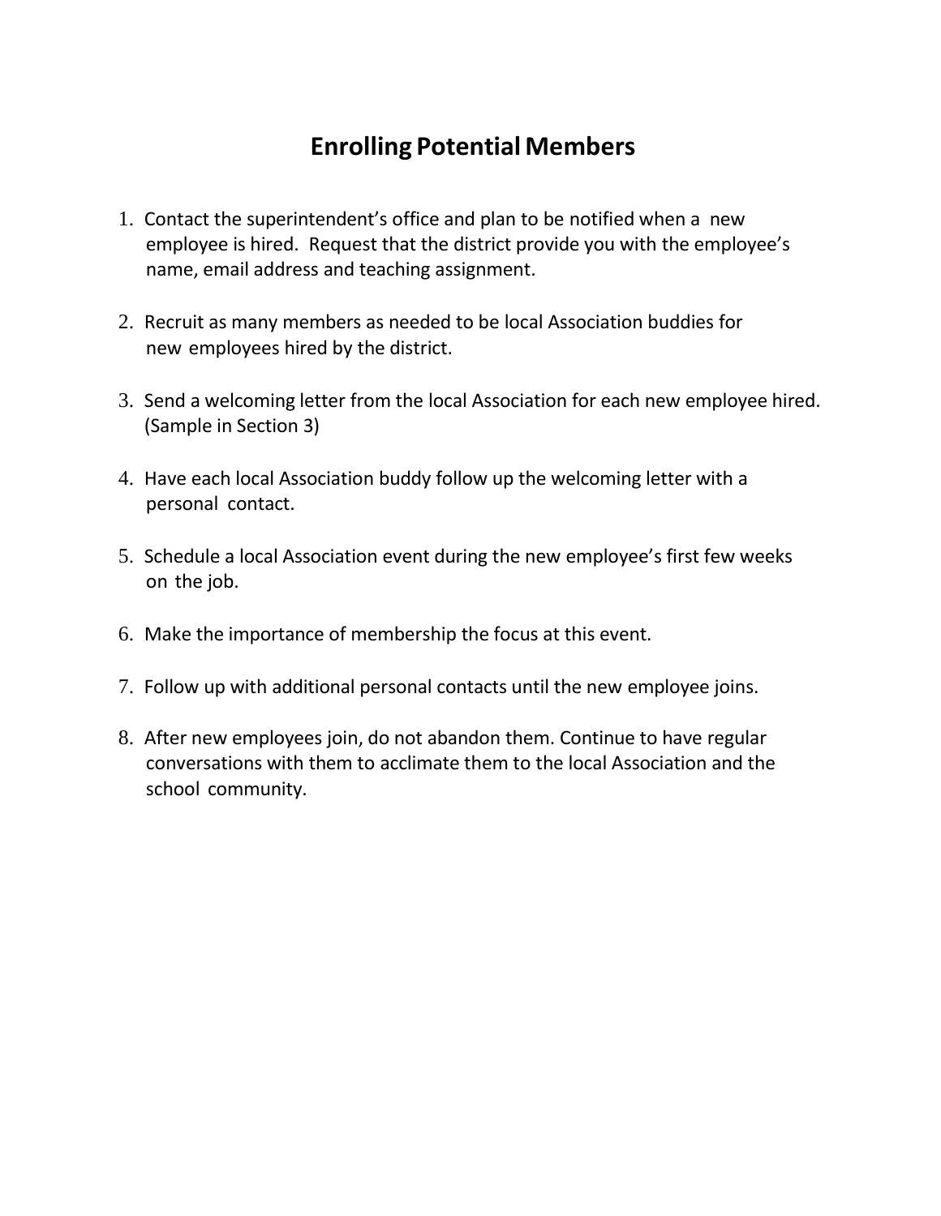# Enrolling Potential Members

1. Contact the superintendent's office and plan to be notified when a new employee is hired. Request that the district provide you with the employee's name, email address and teaching assignment.

2. Recruit as many members as needed to be local Association buddies for new employees hired by the district.

3. Send a welcoming letter from the local Association for each new employee hired. (Sample in Section 3)

4. Have each local Association buddy follow up the welcoming letter with a personal contact.

5. Schedule a local Association event during the new employee's first few weeks on the job.

6. Make the importance of membership the focus at this event.

7. Follow up with additional personal contacts until the new employee joins.

8. After new employees join, do not abandon them. Continue to have regular conversations with them to acclimate them to the local Association and the school community.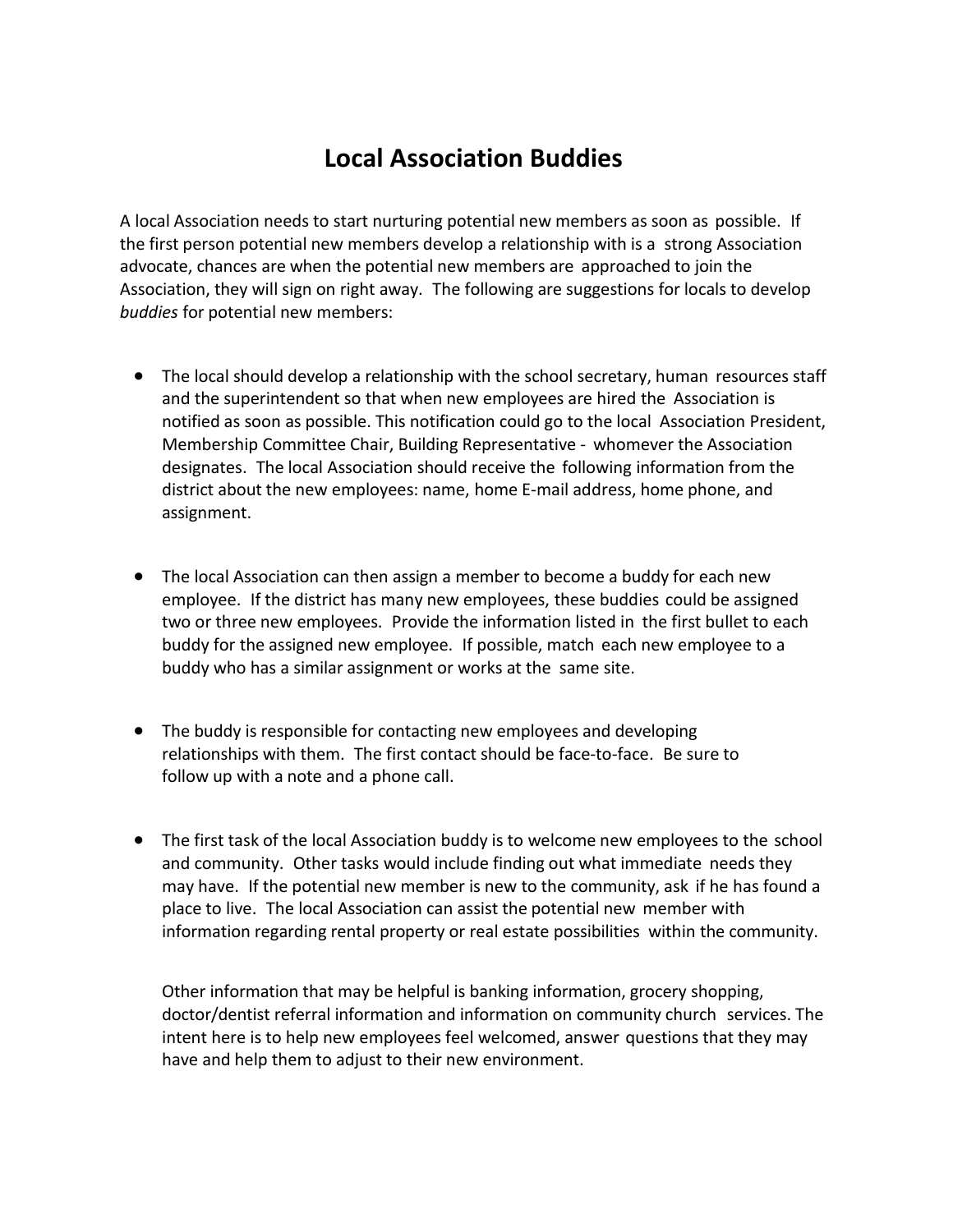# Local Association Buddies

A local Association needs to start nurturing potential new members as soon as possible. If the first person potential new members develop a relationship with is a strong Association advocate, chances are when the potential new members are approached to join the Association, they will sign on right away. The following are suggestions for locals to develop *buddies* for potential new members:

- The local should develop a relationship with the school secretary, human resources staff and the superintendent so that when new employees are hired the Association is notified as soon as possible. This notification could go to the local Association President, Membership Committee Chair, Building Representative - whomever the Association designates. The local Association should receive the following information from the district about the new employees: name, home E-mail address, home phone, and assignment.

- The local Association can then assign a member to become a buddy for each new employee. If the district has many new employees, these buddies could be assigned two or three new employees. Provide the information listed in the first bullet to each buddy for the assigned new employee. If possible, match each new employee to a buddy who has a similar assignment or works at the same site.

- The buddy is responsible for contacting new employees and developing relationships with them. The first contact should be face-to-face. Be sure to follow up with a note and a phone call.

- The first task of the local Association buddy is to welcome new employees to the school and community. Other tasks would include finding out what immediate needs they may have. If the potential new member is new to the community, ask if he has found a place to live. The local Association can assist the potential new member with information regarding rental property or real estate possibilities within the community.

  Other information that may be helpful is banking information, grocery shopping, doctor/dentist referral information and information on community church services. The intent here is to help new employees feel welcomed, answer questions that they may have and help them to adjust to their new environment.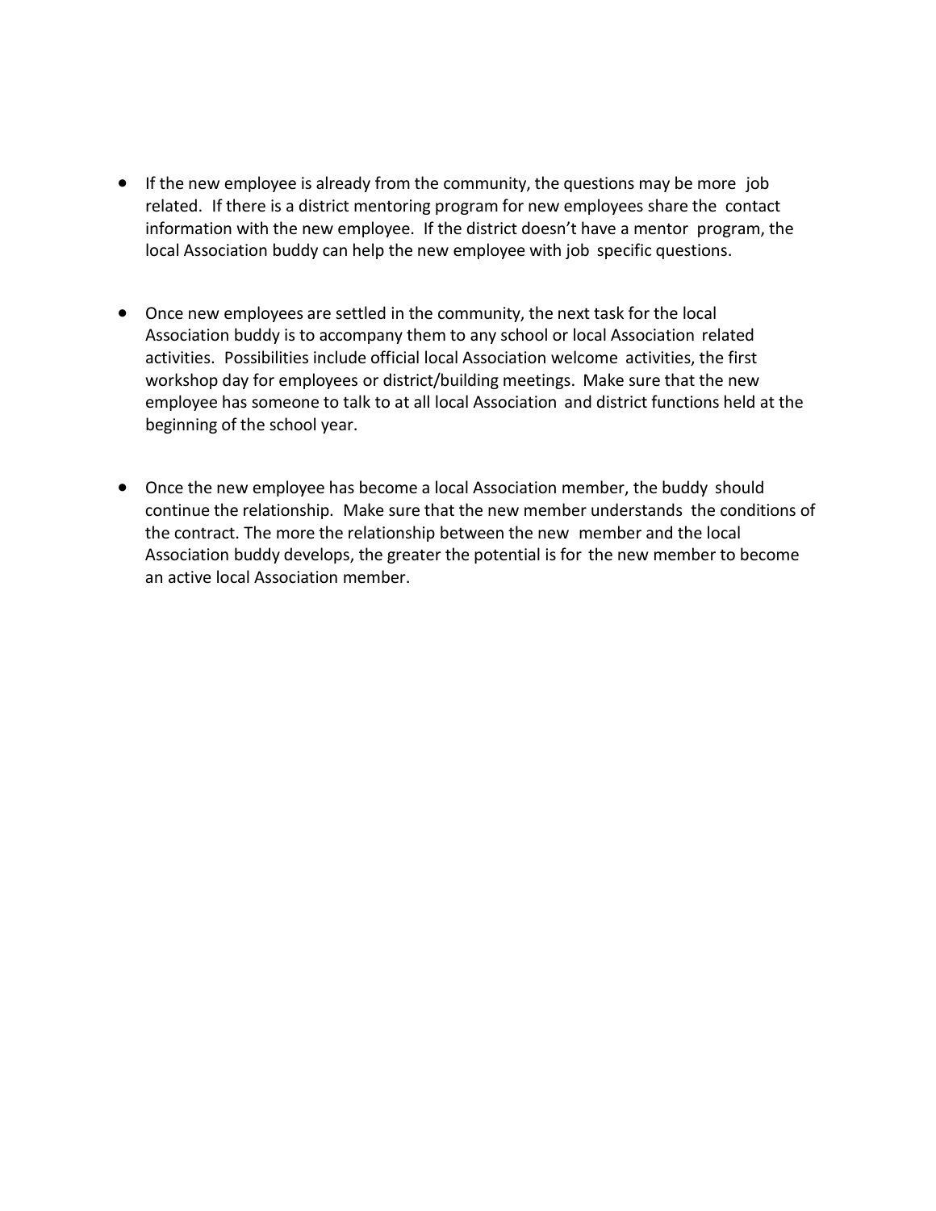- If the new employee is already from the community, the questions may be more job related. If there is a district mentoring program for new employees share the contact information with the new employee. If the district doesn't have a mentor program, the local Association buddy can help the new employee with job specific questions.

- Once new employees are settled in the community, the next task for the local Association buddy is to accompany them to any school or local Association related activities. Possibilities include official local Association welcome activities, the first workshop day for employees or district/building meetings. Make sure that the new employee has someone to talk to at all local Association and district functions held at the beginning of the school year.

- Once the new employee has become a local Association member, the buddy should continue the relationship. Make sure that the new member understands the conditions of the contract. The more the relationship between the new member and the local Association buddy develops, the greater the potential is for the new member to become an active local Association member.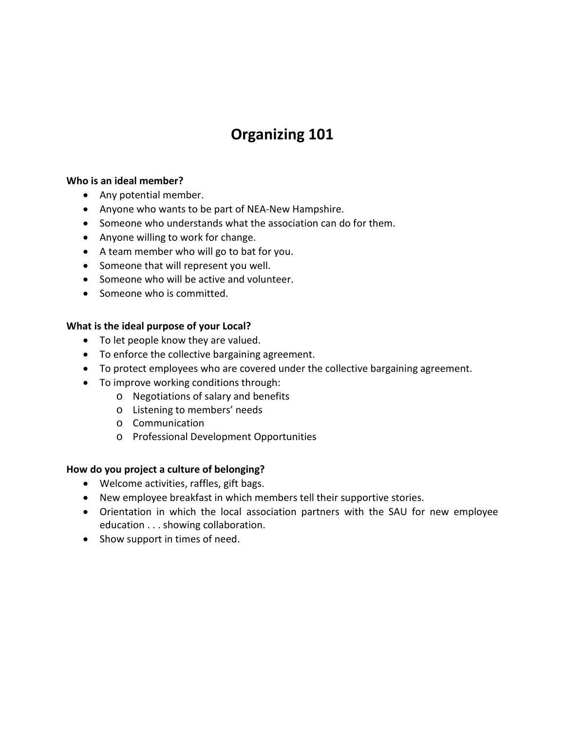# Organizing 101

**Who is an ideal member?**

- Any potential member.
- Anyone who wants to be part of NEA-New Hampshire.
- Someone who understands what the association can do for them.
- Anyone willing to work for change.
- A team member who will go to bat for you.
- Someone that will represent you well.
- Someone who will be active and volunteer.
- Someone who is committed.

**What is the ideal purpose of your Local?**

- To let people know they are valued.
- To enforce the collective bargaining agreement.
- To protect employees who are covered under the collective bargaining agreement.
- To improve working conditions through:
  - Negotiations of salary and benefits
  - Listening to members' needs
  - Communication
  - Professional Development Opportunities

**How do you project a culture of belonging?**

- Welcome activities, raffles, gift bags.
- New employee breakfast in which members tell their supportive stories.
- Orientation in which the local association partners with the SAU for new employee education . . . showing collaboration.
- Show support in times of need.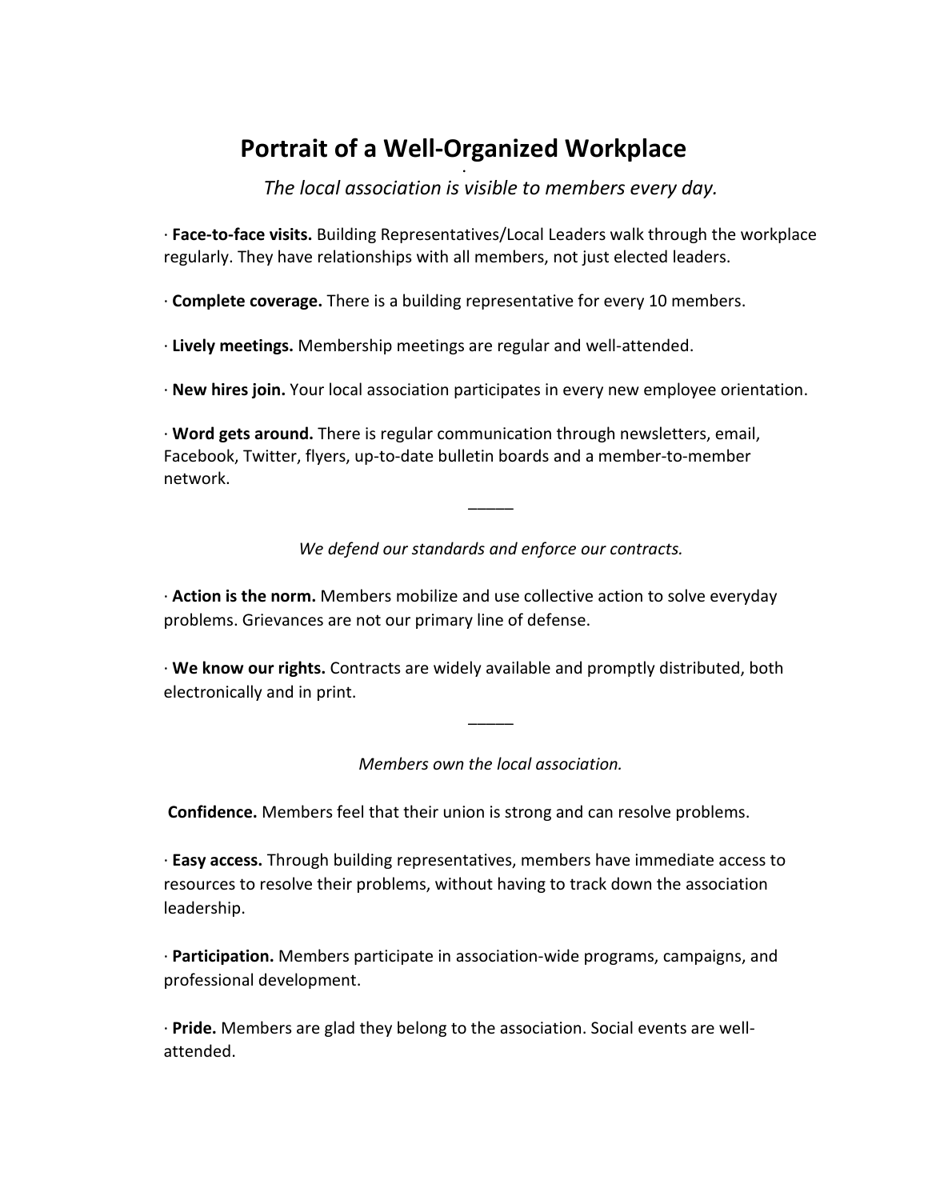# Portrait of a Well-Organized Workplace

*The local association is visible to members every day.*

· **Face-to-face visits.** Building Representatives/Local Leaders walk through the workplace regularly. They have relationships with all members, not just elected leaders.

· **Complete coverage.** There is a building representative for every 10 members.

· **Lively meetings.** Membership meetings are regular and well-attended.

· **New hires join.** Your local association participates in every new employee orientation.

· **Word gets around.** There is regular communication through newsletters, email, Facebook, Twitter, flyers, up-to-date bulletin boards and a member-to-member network.

_____

*We defend our standards and enforce our contracts.*

· **Action is the norm.** Members mobilize and use collective action to solve everyday problems. Grievances are not our primary line of defense.

· **We know our rights.** Contracts are widely available and promptly distributed, both electronically and in print.

_____

*Members own the local association.*

**Confidence.** Members feel that their union is strong and can resolve problems.

· **Easy access.** Through building representatives, members have immediate access to resources to resolve their problems, without having to track down the association leadership.

· **Participation.** Members participate in association-wide programs, campaigns, and professional development.

· **Pride.** Members are glad they belong to the association. Social events are well-attended.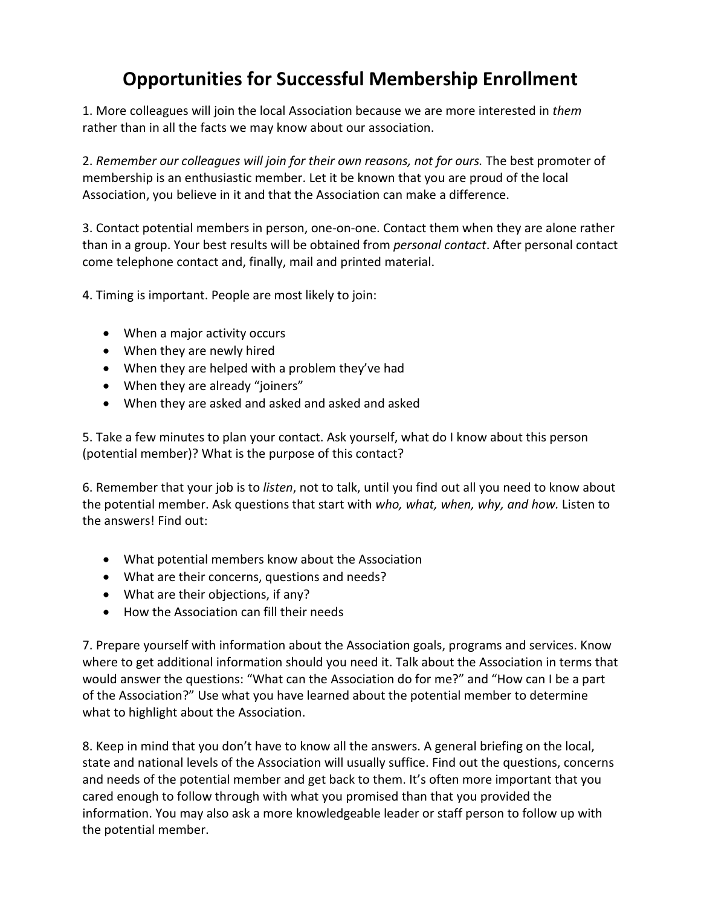# Opportunities for Successful Membership Enrollment

1. More colleagues will join the local Association because we are more interested in *them* rather than in all the facts we may know about our association.

2. *Remember our colleagues will join for their own reasons, not for ours.* The best promoter of membership is an enthusiastic member. Let it be known that you are proud of the local Association, you believe in it and that the Association can make a difference.

3. Contact potential members in person, one-on-one. Contact them when they are alone rather than in a group. Your best results will be obtained from *personal contact*. After personal contact come telephone contact and, finally, mail and printed material.

4. Timing is important. People are most likely to join:

- When a major activity occurs
- When they are newly hired
- When they are helped with a problem they've had
- When they are already "joiners"
- When they are asked and asked and asked and asked

5. Take a few minutes to plan your contact. Ask yourself, what do I know about this person (potential member)? What is the purpose of this contact?

6. Remember that your job is to *listen*, not to talk, until you find out all you need to know about the potential member. Ask questions that start with *who, what, when, why, and how.* Listen to the answers! Find out:

- What potential members know about the Association
- What are their concerns, questions and needs?
- What are their objections, if any?
- How the Association can fill their needs

7. Prepare yourself with information about the Association goals, programs and services. Know where to get additional information should you need it. Talk about the Association in terms that would answer the questions: "What can the Association do for me?" and "How can I be a part of the Association?" Use what you have learned about the potential member to determine what to highlight about the Association.

8. Keep in mind that you don't have to know all the answers. A general briefing on the local, state and national levels of the Association will usually suffice. Find out the questions, concerns and needs of the potential member and get back to them. It's often more important that you cared enough to follow through with what you promised than that you provided the information. You may also ask a more knowledgeable leader or staff person to follow up with the potential member.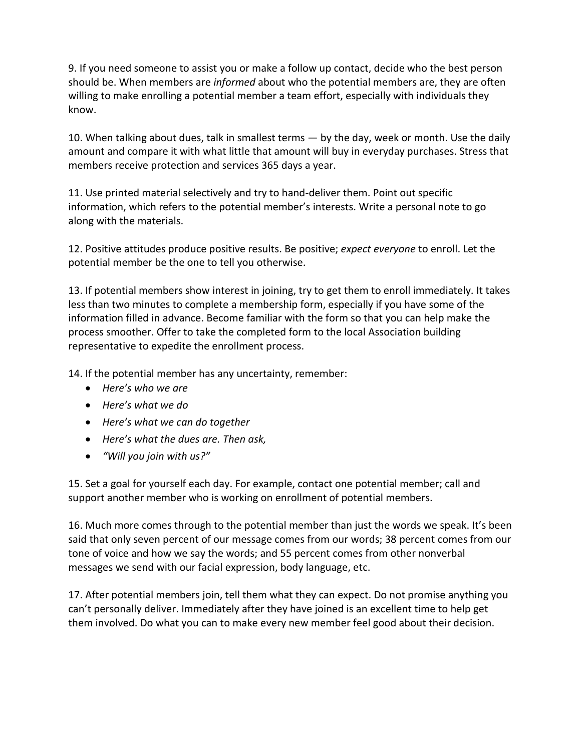9. If you need someone to assist you or make a follow up contact, decide who the best person should be. When members are *informed* about who the potential members are, they are often willing to make enrolling a potential member a team effort, especially with individuals they know.

10. When talking about dues, talk in smallest terms — by the day, week or month. Use the daily amount and compare it with what little that amount will buy in everyday purchases. Stress that members receive protection and services 365 days a year.

11. Use printed material selectively and try to hand-deliver them. Point out specific information, which refers to the potential member's interests. Write a personal note to go along with the materials.

12. Positive attitudes produce positive results. Be positive; *expect everyone* to enroll. Let the potential member be the one to tell you otherwise.

13. If potential members show interest in joining, try to get them to enroll immediately. It takes less than two minutes to complete a membership form, especially if you have some of the information filled in advance. Become familiar with the form so that you can help make the process smoother. Offer to take the completed form to the local Association building representative to expedite the enrollment process.

14. If the potential member has any uncertainty, remember:

- *Here's who we are*
- *Here's what we do*
- *Here's what we can do together*
- *Here's what the dues are. Then ask,*
- *"Will you join with us?"*

15. Set a goal for yourself each day. For example, contact one potential member; call and support another member who is working on enrollment of potential members.

16. Much more comes through to the potential member than just the words we speak. It's been said that only seven percent of our message comes from our words; 38 percent comes from our tone of voice and how we say the words; and 55 percent comes from other nonverbal messages we send with our facial expression, body language, etc.

17. After potential members join, tell them what they can expect. Do not promise anything you can't personally deliver. Immediately after they have joined is an excellent time to help get them involved. Do what you can to make every new member feel good about their decision.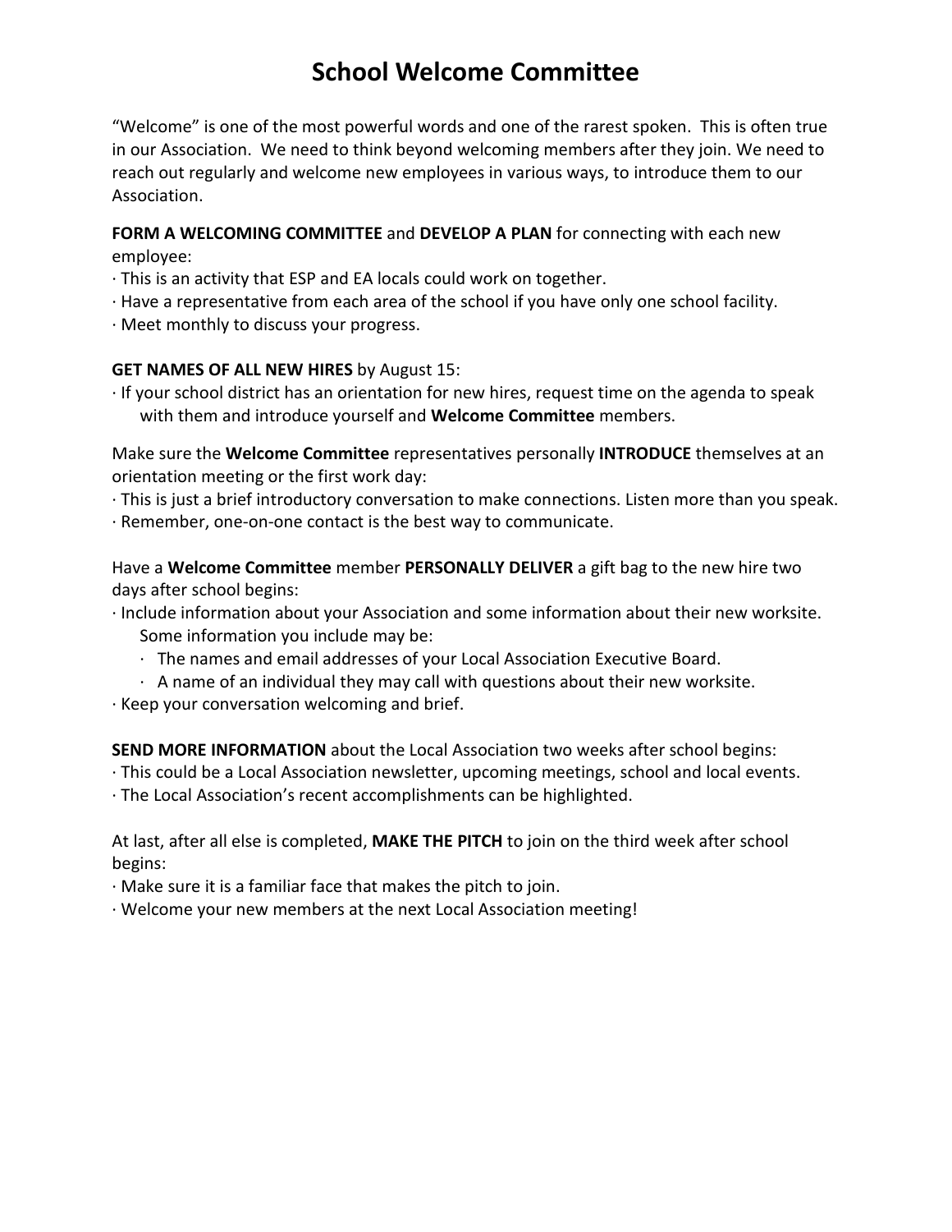# School Welcome Committee

"Welcome" is one of the most powerful words and one of the rarest spoken. This is often true in our Association. We need to think beyond welcoming members after they join. We need to reach out regularly and welcome new employees in various ways, to introduce them to our Association.

**FORM A WELCOMING COMMITTEE** and **DEVELOP A PLAN** for connecting with each new employee:

- This is an activity that ESP and EA locals could work on together.
- Have a representative from each area of the school if you have only one school facility.
- Meet monthly to discuss your progress.

**GET NAMES OF ALL NEW HIRES** by August 15:

- If your school district has an orientation for new hires, request time on the agenda to speak with them and introduce yourself and **Welcome Committee** members.

Make sure the **Welcome Committee** representatives personally **INTRODUCE** themselves at an orientation meeting or the first work day:

- This is just a brief introductory conversation to make connections. Listen more than you speak.
- Remember, one-on-one contact is the best way to communicate.

Have a **Welcome Committee** member **PERSONALLY DELIVER** a gift bag to the new hire two days after school begins:

- Include information about your Association and some information about their new worksite. Some information you include may be:
  - The names and email addresses of your Local Association Executive Board.
  - A name of an individual they may call with questions about their new worksite.
- Keep your conversation welcoming and brief.

**SEND MORE INFORMATION** about the Local Association two weeks after school begins:

- This could be a Local Association newsletter, upcoming meetings, school and local events.
- The Local Association's recent accomplishments can be highlighted.

At last, after all else is completed, **MAKE THE PITCH** to join on the third week after school begins:

- Make sure it is a familiar face that makes the pitch to join.
- Welcome your new members at the next Local Association meeting!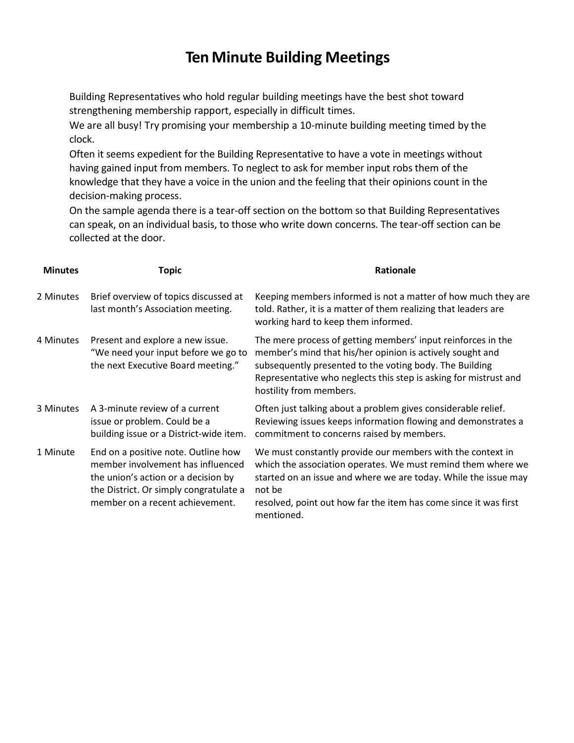# Ten Minute Building Meetings

Building Representatives who hold regular building meetings have the best shot toward strengthening membership rapport, especially in difficult times.

We are all busy! Try promising your membership a 10-minute building meeting timed by the clock.

Often it seems expedient for the Building Representative to have a vote in meetings without having gained input from members. To neglect to ask for member input robs them of the knowledge that they have a voice in the union and the feeling that their opinions count in the decision-making process.

On the sample agenda there is a tear-off section on the bottom so that Building Representatives can speak, on an individual basis, to those who write down concerns. The tear-off section can be collected at the door.

| Minutes | Topic | Rationale |
|---|---|---|
| 2 Minutes | Brief overview of topics discussed at last month's Association meeting. | Keeping members informed is not a matter of how much they are told. Rather, it is a matter of them realizing that leaders are working hard to keep them informed. |
| 4 Minutes | Present and explore a new issue. "We need your input before we go to the next Executive Board meeting." | The mere process of getting members' input reinforces in the member's mind that his/her opinion is actively sought and subsequently presented to the voting body. The Building Representative who neglects this step is asking for mistrust and hostility from members. |
| 3 Minutes | A 3-minute review of a current issue or problem. Could be a building issue or a District-wide item. | Often just talking about a problem gives considerable relief. Reviewing issues keeps information flowing and demonstrates a commitment to concerns raised by members. |
| 1 Minute | End on a positive note. Outline how member involvement has influenced the union's action or a decision by the District. Or simply congratulate a member on a recent achievement. | We must constantly provide our members with the context in which the association operates. We must remind them where we started on an issue and where we are today. While the issue may not be resolved, point out how far the item has come since it was first mentioned. |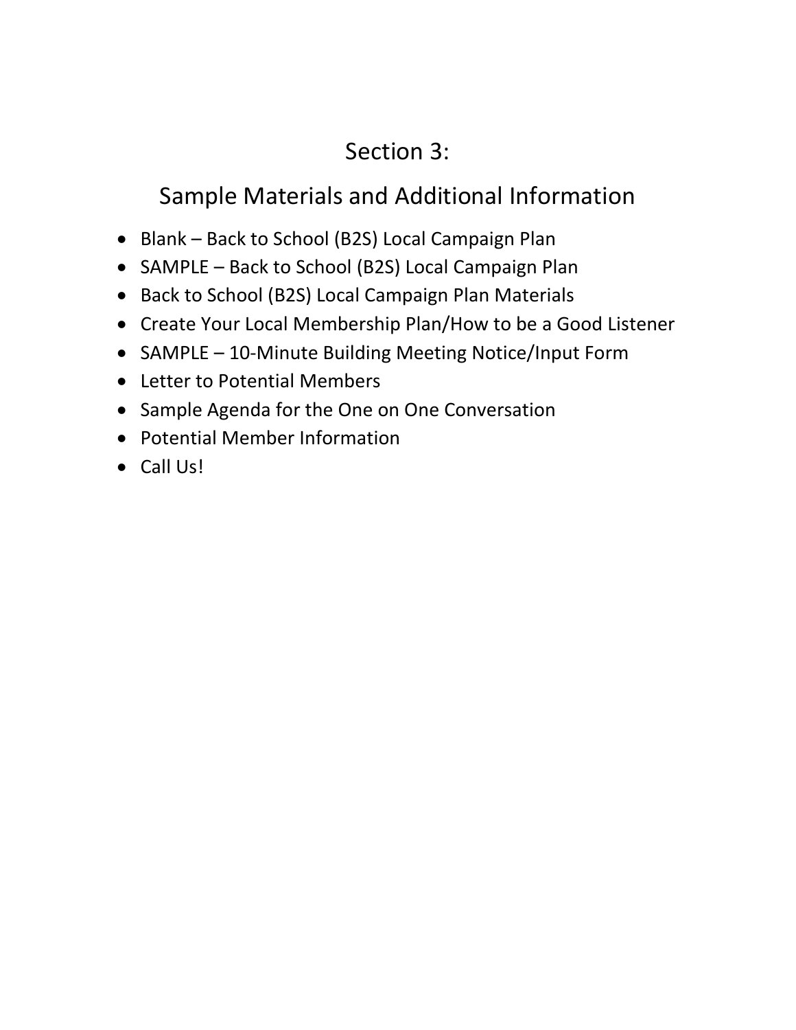# Section 3:

## Sample Materials and Additional Information

- Blank – Back to School (B2S) Local Campaign Plan
- SAMPLE – Back to School (B2S) Local Campaign Plan
- Back to School (B2S) Local Campaign Plan Materials
- Create Your Local Membership Plan/How to be a Good Listener
- SAMPLE – 10-Minute Building Meeting Notice/Input Form
- Letter to Potential Members
- Sample Agenda for the One on One Conversation
- Potential Member Information
- Call Us!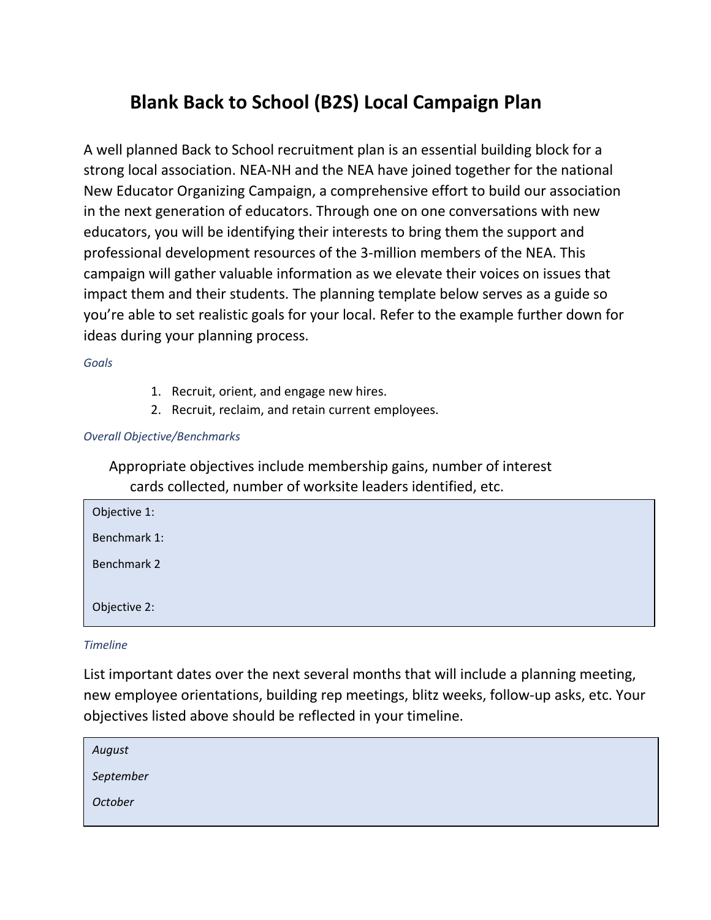# Blank Back to School (B2S) Local Campaign Plan

A well planned Back to School recruitment plan is an essential building block for a strong local association. NEA-NH and the NEA have joined together for the national New Educator Organizing Campaign, a comprehensive effort to build our association in the next generation of educators. Through one on one conversations with new educators, you will be identifying their interests to bring them the support and professional development resources of the 3-million members of the NEA. This campaign will gather valuable information as we elevate their voices on issues that impact them and their students. The planning template below serves as a guide so you're able to set realistic goals for your local. Refer to the example further down for ideas during your planning process.

*Goals*

1. Recruit, orient, and engage new hires.
2. Recruit, reclaim, and retain current employees.

*Overall Objective/Benchmarks*

Appropriate objectives include membership gains, number of interest cards collected, number of worksite leaders identified, etc.

| |
|---|
| Objective 1: |
| Benchmark 1: |
| Benchmark 2 |
| |
| Objective 2: |

*Timeline*

List important dates over the next several months that will include a planning meeting, new employee orientations, building rep meetings, blitz weeks, follow-up asks, etc. Your objectives listed above should be reflected in your timeline.

| |
|---|
| *August* |
| *September* |
| *October* |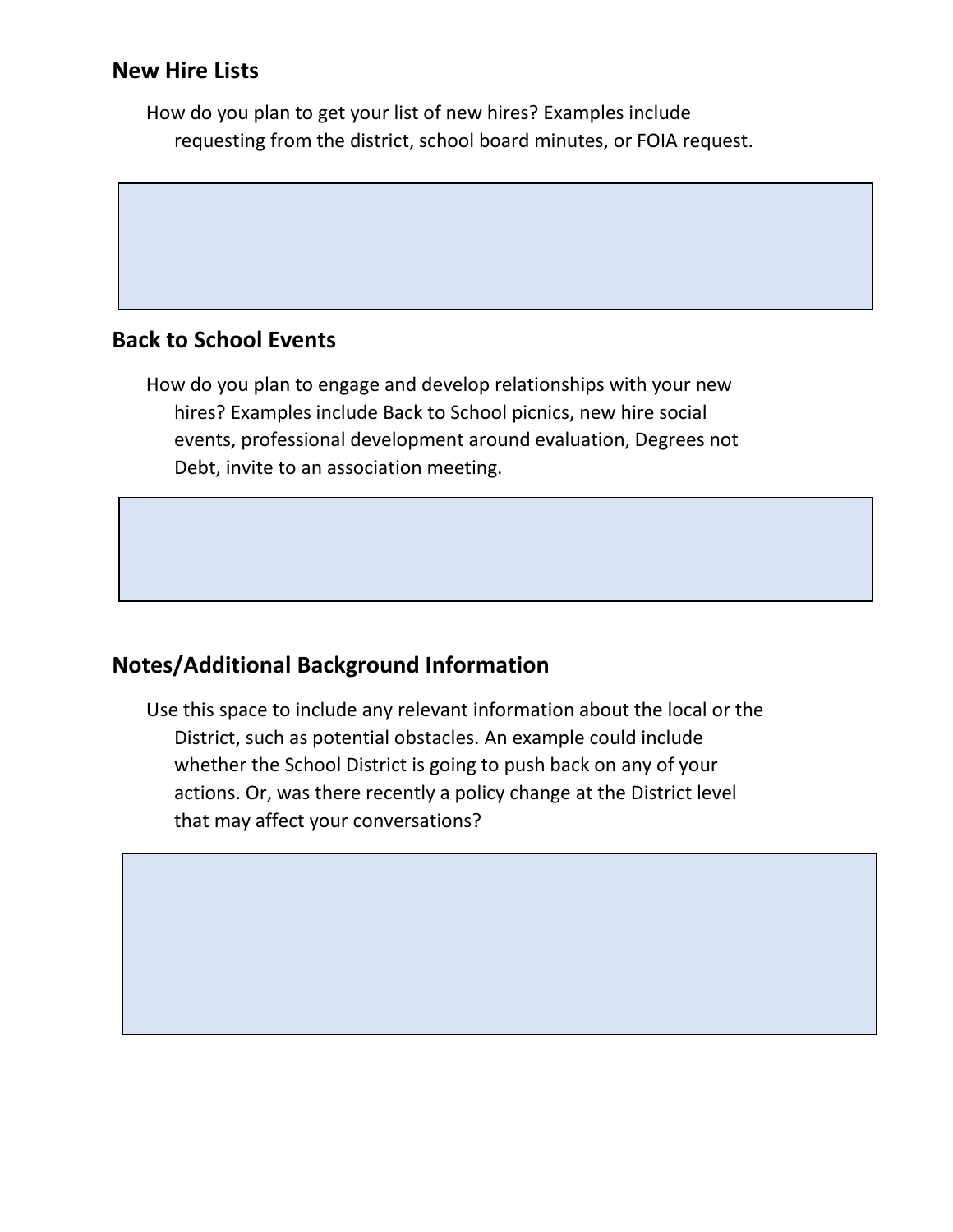## New Hire Lists

How do you plan to get your list of new hires? Examples include requesting from the district, school board minutes, or FOIA request.

## Back to School Events

How do you plan to engage and develop relationships with your new hires? Examples include Back to School picnics, new hire social events, professional development around evaluation, Degrees not Debt, invite to an association meeting.

## Notes/Additional Background Information

Use this space to include any relevant information about the local or the District, such as potential obstacles. An example could include whether the School District is going to push back on any of your actions. Or, was there recently a policy change at the District level that may affect your conversations?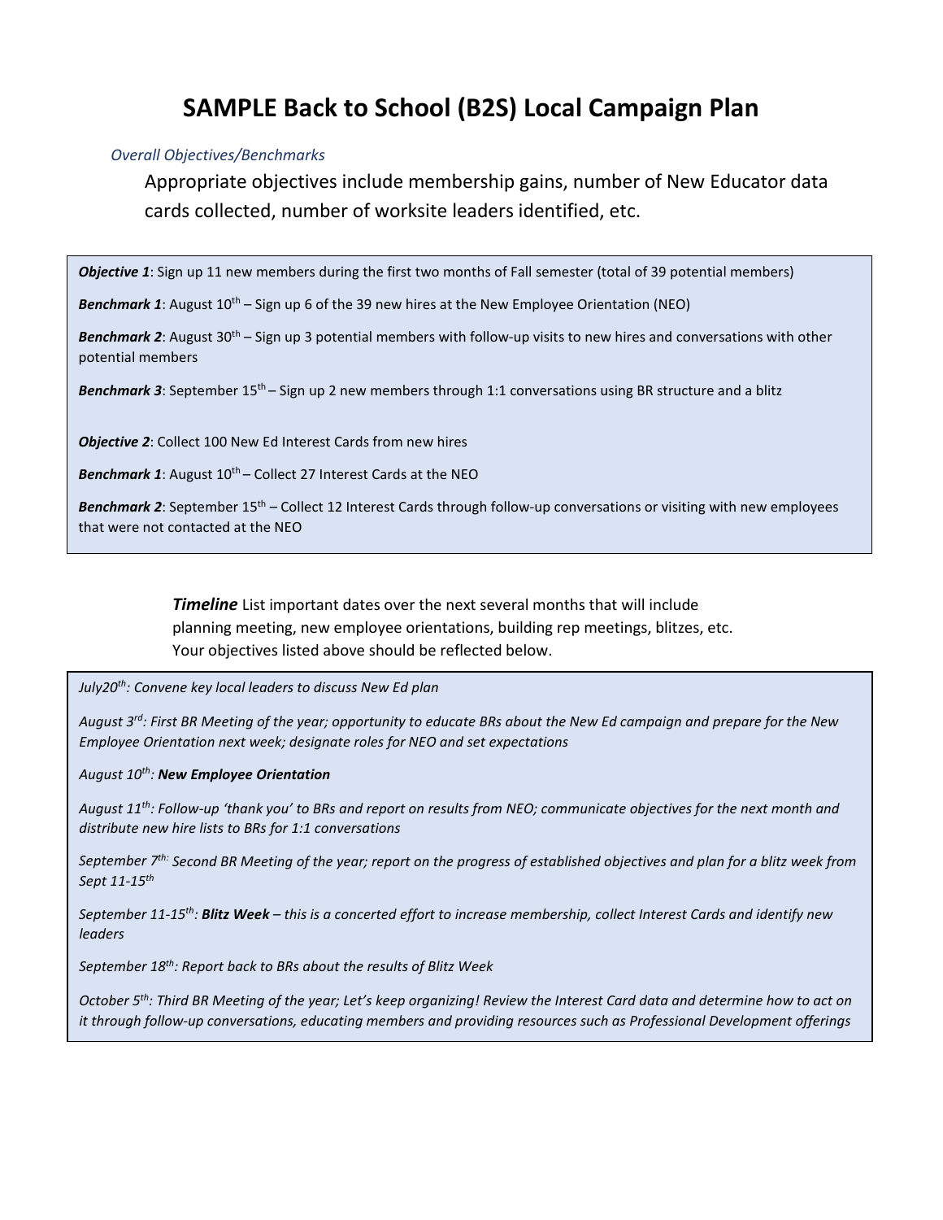# SAMPLE Back to School (B2S) Local Campaign Plan

*Overall Objectives/Benchmarks*

Appropriate objectives include membership gains, number of New Educator data cards collected, number of worksite leaders identified, etc.

***Objective 1***: Sign up 11 new members during the first two months of Fall semester (total of 39 potential members)

***Benchmark 1***: August 10th – Sign up 6 of the 39 new hires at the New Employee Orientation (NEO)

***Benchmark 2***: August 30th – Sign up 3 potential members with follow-up visits to new hires and conversations with other potential members

***Benchmark 3***: September 15th – Sign up 2 new members through 1:1 conversations using BR structure and a blitz

***Objective 2***: Collect 100 New Ed Interest Cards from new hires

***Benchmark 1***: August 10th – Collect 27 Interest Cards at the NEO

***Benchmark 2***: September 15th – Collect 12 Interest Cards through follow-up conversations or visiting with new employees that were not contacted at the NEO

***Timeline*** List important dates over the next several months that will include planning meeting, new employee orientations, building rep meetings, blitzes, etc. Your objectives listed above should be reflected below.

*July20th: Convene key local leaders to discuss New Ed plan*

*August 3rd: First BR Meeting of the year; opportunity to educate BRs about the New Ed campaign and prepare for the New Employee Orientation next week; designate roles for NEO and set expectations*

*August 10th: **New Employee Orientation***

*August 11th: Follow-up 'thank you' to BRs and report on results from NEO; communicate objectives for the next month and distribute new hire lists to BRs for 1:1 conversations*

*September 7th: Second BR Meeting of the year; report on the progress of established objectives and plan for a blitz week from Sept 11-15th*

*September 11-15th: **Blitz Week** – this is a concerted effort to increase membership, collect Interest Cards and identify new leaders*

*September 18th: Report back to BRs about the results of Blitz Week*

*October 5th: Third BR Meeting of the year; Let's keep organizing! Review the Interest Card data and determine how to act on it through follow-up conversations, educating members and providing resources such as Professional Development offerings*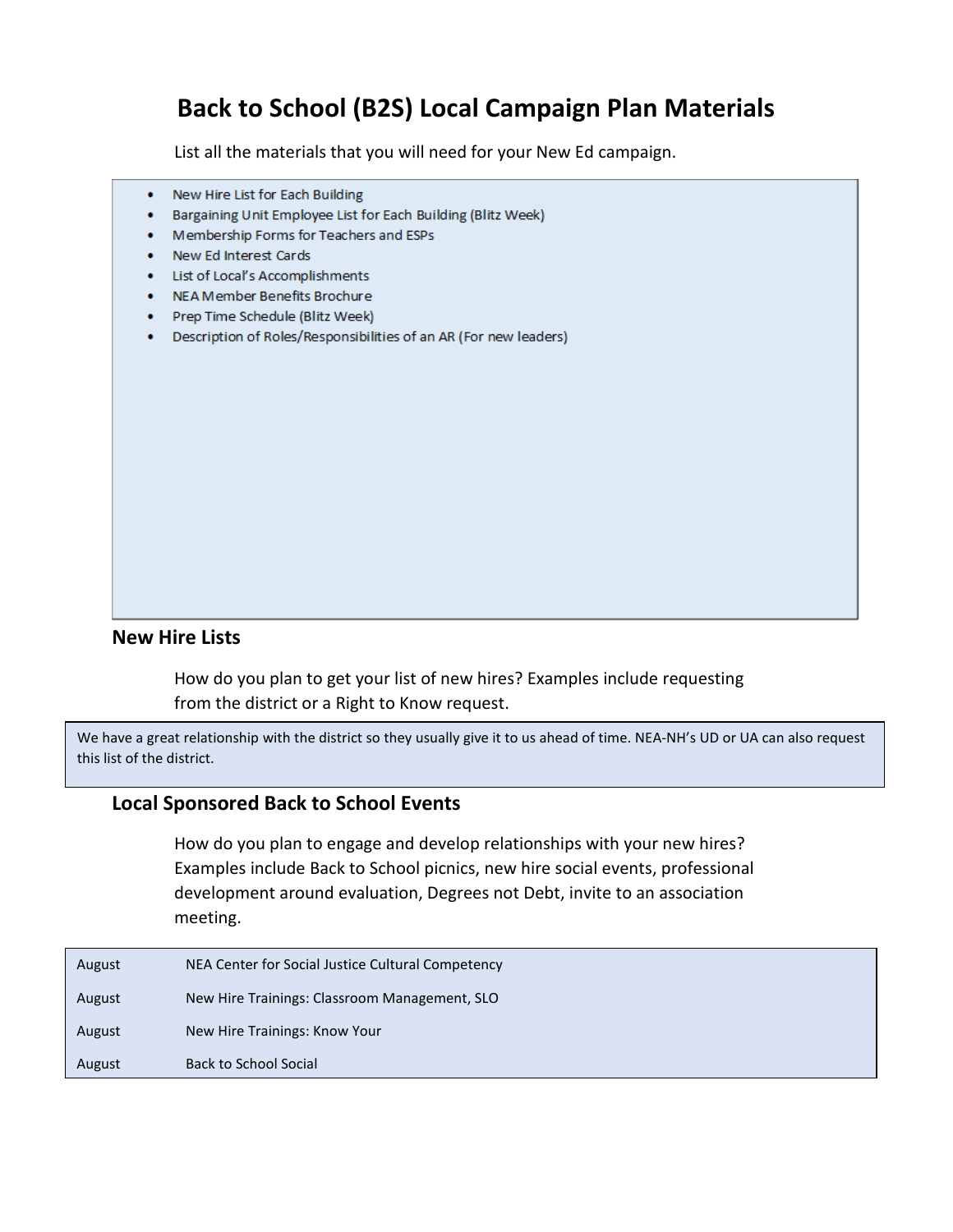# Back to School (B2S) Local Campaign Plan Materials

List all the materials that you will need for your New Ed campaign.

- New Hire List for Each Building
- Bargaining Unit Employee List for Each Building (Blitz Week)
- Membership Forms for Teachers and ESPs
- New Ed Interest Cards
- List of Local's Accomplishments
- NEA Member Benefits Brochure
- Prep Time Schedule (Blitz Week)
- Description of Roles/Responsibilities of an AR (For new leaders)

### New Hire Lists

How do you plan to get your list of new hires? Examples include requesting from the district or a Right to Know request.

We have a great relationship with the district so they usually give it to us ahead of time. NEA-NH's UD or UA can also request this list of the district.

### Local Sponsored Back to School Events

How do you plan to engage and develop relationships with your new hires? Examples include Back to School picnics, new hire social events, professional development around evaluation, Degrees not Debt, invite to an association meeting.

| | |
|---|---|
| August | NEA Center for Social Justice Cultural Competency |
| August | New Hire Trainings: Classroom Management, SLO |
| August | New Hire Trainings: Know Your |
| August | Back to School Social |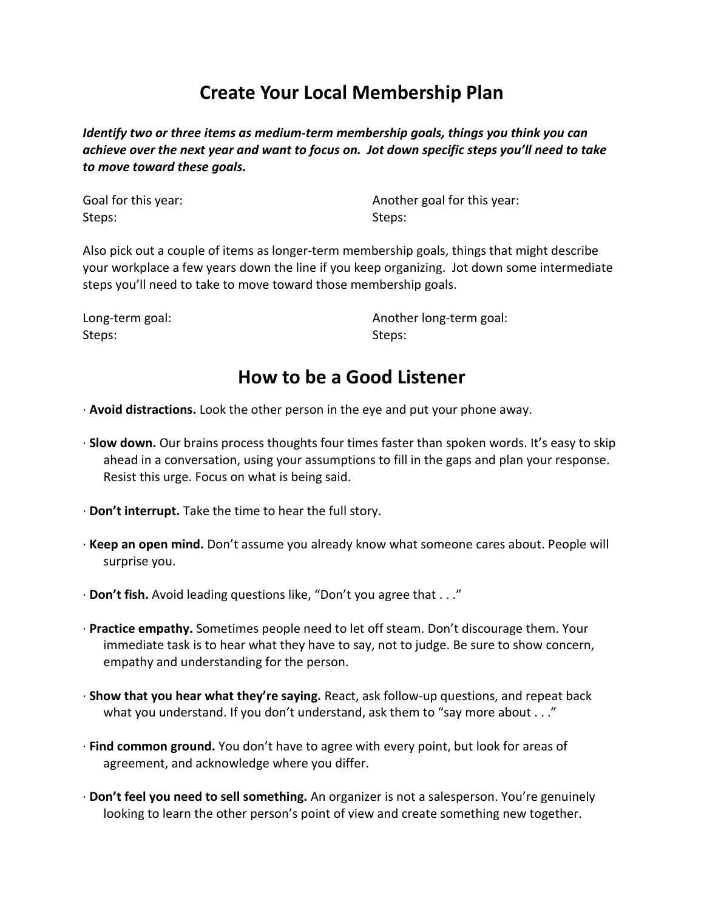# Create Your Local Membership Plan

***Identify two or three items as medium-term membership goals, things you think you can achieve over the next year and want to focus on. Jot down specific steps you'll need to take to move toward these goals.***

Goal for this year:
Steps:

Another goal for this year:
Steps:

Also pick out a couple of items as longer-term membership goals, things that might describe your workplace a few years down the line if you keep organizing. Jot down some intermediate steps you'll need to take to move toward those membership goals.

Long-term goal:
Steps:

Another long-term goal:
Steps:

# How to be a Good Listener

- **Avoid distractions.** Look the other person in the eye and put your phone away.
- **Slow down.** Our brains process thoughts four times faster than spoken words. It's easy to skip ahead in a conversation, using your assumptions to fill in the gaps and plan your response. Resist this urge. Focus on what is being said.
- **Don't interrupt.** Take the time to hear the full story.
- **Keep an open mind.** Don't assume you already know what someone cares about. People will surprise you.
- **Don't fish.** Avoid leading questions like, "Don't you agree that . . ."
- **Practice empathy.** Sometimes people need to let off steam. Don't discourage them. Your immediate task is to hear what they have to say, not to judge. Be sure to show concern, empathy and understanding for the person.
- **Show that you hear what they're saying.** React, ask follow-up questions, and repeat back what you understand. If you don't understand, ask them to "say more about . . ."
- **Find common ground.** You don't have to agree with every point, but look for areas of agreement, and acknowledge where you differ.
- **Don't feel you need to sell something.** An organizer is not a salesperson. You're genuinely looking to learn the other person's point of view and create something new together.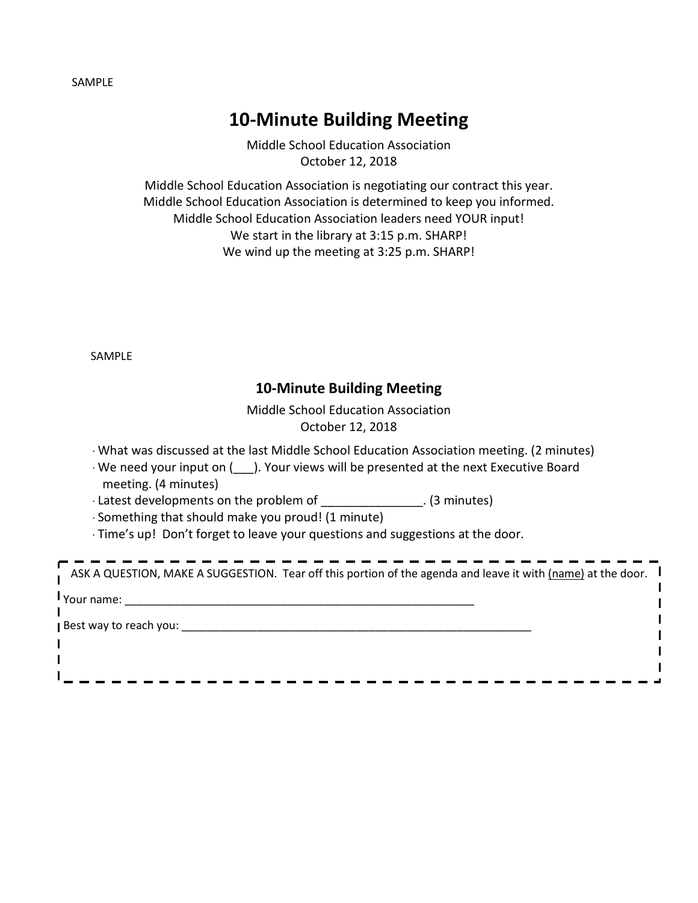SAMPLE

# 10-Minute Building Meeting

Middle School Education Association
October 12, 2018

Middle School Education Association is negotiating our contract this year.
Middle School Education Association is determined to keep you informed.
Middle School Education Association leaders need YOUR input!
We start in the library at 3:15 p.m. SHARP!
We wind up the meeting at 3:25 p.m. SHARP!

SAMPLE

## 10-Minute Building Meeting

Middle School Education Association
October 12, 2018

- What was discussed at the last Middle School Education Association meeting. (2 minutes)
- We need your input on (___). Your views will be presented at the next Executive Board meeting. (4 minutes)
- Latest developments on the problem of _______________. (3 minutes)
- Something that should make you proud! (1 minute)
- Time's up! Don't forget to leave your questions and suggestions at the door.

---

ASK A QUESTION, MAKE A SUGGESTION. Tear off this portion of the agenda and leave it with (name) at the door.

Your name: ___________________________________________________________

Best way to reach you: ___________________________________________________________

---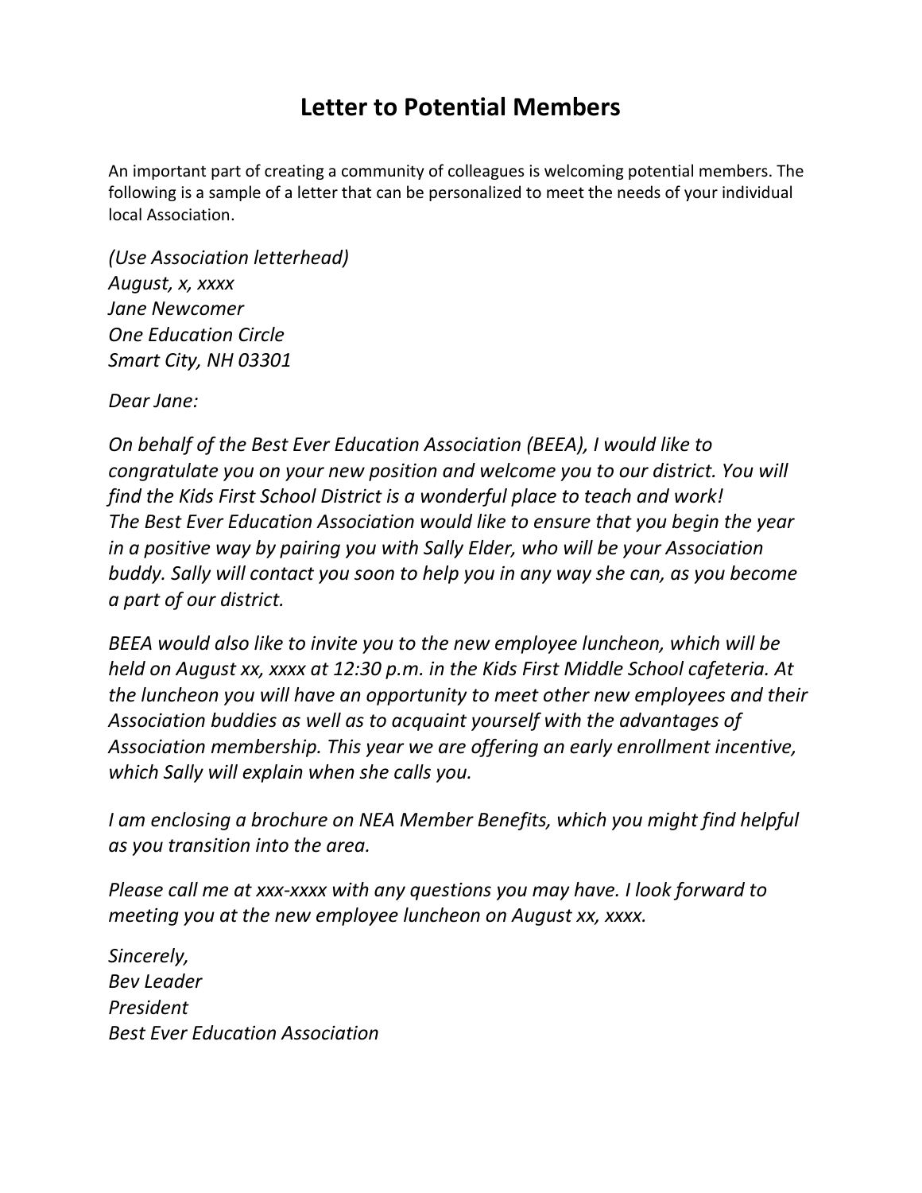# Letter to Potential Members

An important part of creating a community of colleagues is welcoming potential members. The following is a sample of a letter that can be personalized to meet the needs of your individual local Association.

*(Use Association letterhead)*
*August, x, xxxx*
*Jane Newcomer*
*One Education Circle*
*Smart City, NH 03301*

*Dear Jane:*

*On behalf of the Best Ever Education Association (BEEA), I would like to congratulate you on your new position and welcome you to our district. You will find the Kids First School District is a wonderful place to teach and work! The Best Ever Education Association would like to ensure that you begin the year in a positive way by pairing you with Sally Elder, who will be your Association buddy. Sally will contact you soon to help you in any way she can, as you become a part of our district.*

*BEEA would also like to invite you to the new employee luncheon, which will be held on August xx, xxxx at 12:30 p.m. in the Kids First Middle School cafeteria. At the luncheon you will have an opportunity to meet other new employees and their Association buddies as well as to acquaint yourself with the advantages of Association membership. This year we are offering an early enrollment incentive, which Sally will explain when she calls you.*

*I am enclosing a brochure on NEA Member Benefits, which you might find helpful as you transition into the area.*

*Please call me at xxx-xxxx with any questions you may have. I look forward to meeting you at the new employee luncheon on August xx, xxxx.*

*Sincerely,*
*Bev Leader*
*President*
*Best Ever Education Association*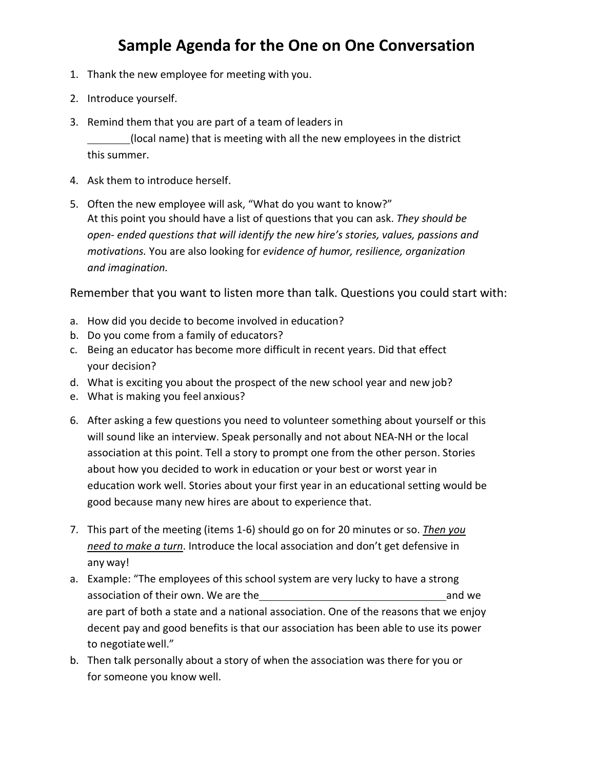# Sample Agenda for the One on One Conversation

1. Thank the new employee for meeting with you.
2. Introduce yourself.
3. Remind them that you are part of a team of leaders in ________(local name) that is meeting with all the new employees in the district this summer.
4. Ask them to introduce herself.
5. Often the new employee will ask, "What do you want to know?" At this point you should have a list of questions that you can ask. *They should be open- ended questions that will identify the new hire's stories, values, passions and motivations.* You are also looking for *evidence of humor, resilience, organization and imagination.*

Remember that you want to listen more than talk. Questions you could start with:

a. How did you decide to become involved in education?
b. Do you come from a family of educators?
c. Being an educator has become more difficult in recent years. Did that effect your decision?
d. What is exciting you about the prospect of the new school year and new job?
e. What is making you feel anxious?

6. After asking a few questions you need to volunteer something about yourself or this will sound like an interview. Speak personally and not about NEA-NH or the local association at this point. Tell a story to prompt one from the other person. Stories about how you decided to work in education or your best or worst year in education work well. Stories about your first year in an educational setting would be good because many new hires are about to experience that.
7. This part of the meeting (items 1-6) should go on for 20 minutes or so. ***Then you need to make a turn***. Introduce the local association and don't get defensive in any way!

a. Example: "The employees of this school system are very lucky to have a strong association of their own. We are the ________________________________ and we are part of both a state and a national association. One of the reasons that we enjoy decent pay and good benefits is that our association has been able to use its power to negotiate well."
b. Then talk personally about a story of when the association was there for you or for someone you know well.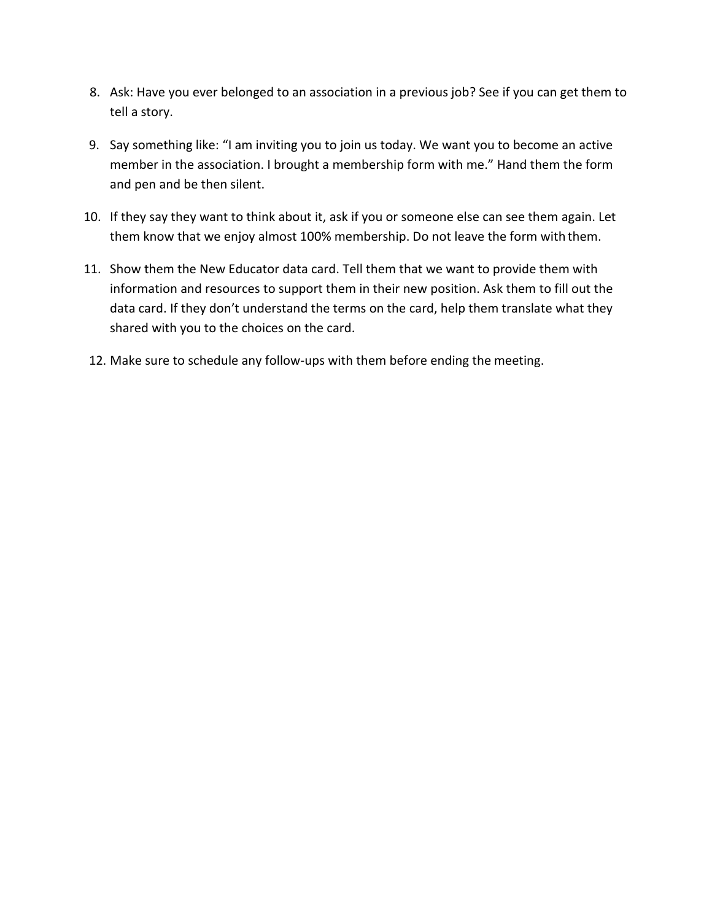8. Ask: Have you ever belonged to an association in a previous job? See if you can get them to tell a story.
9. Say something like: "I am inviting you to join us today. We want you to become an active member in the association. I brought a membership form with me." Hand them the form and pen and be then silent.
10. If they say they want to think about it, ask if you or someone else can see them again. Let them know that we enjoy almost 100% membership. Do not leave the form with them.
11. Show them the New Educator data card. Tell them that we want to provide them with information and resources to support them in their new position. Ask them to fill out the data card. If they don't understand the terms on the card, help them translate what they shared with you to the choices on the card.
12. Make sure to schedule any follow-ups with them before ending the meeting.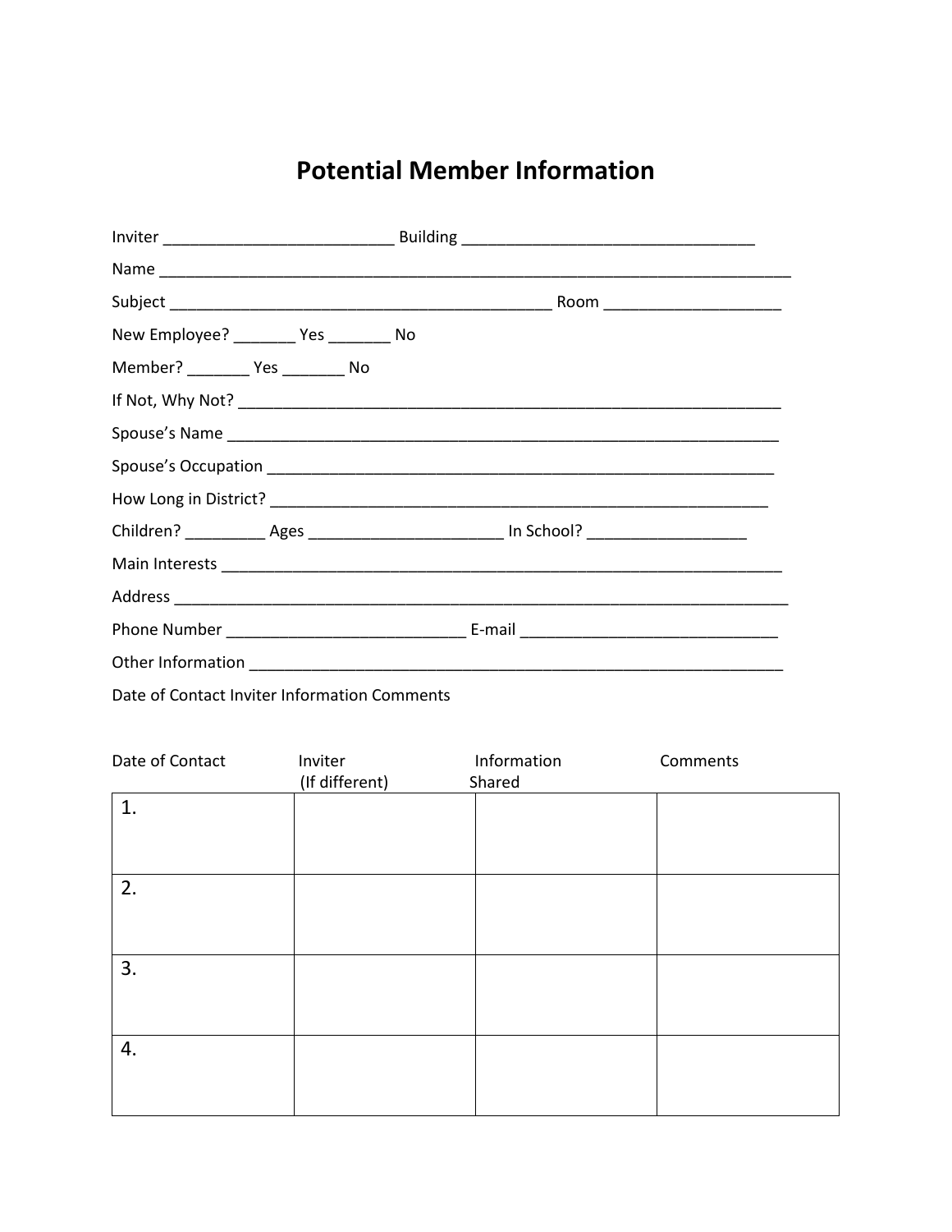# Potential Member Information

Inviter ___________________________ Building __________________________________

Name ___________________________________________________________________________

Subject _____________________________________________ Room ____________________

New Employee? _______ Yes _______ No

Member? _______ Yes _______ No

If Not, Why Not? ________________________________________________________________

Spouse's Name __________________________________________________________________

Spouse's Occupation _____________________________________________________________

How Long in District? ____________________________________________________________

Children? _________ Ages ______________________ In School? __________________

Main Interests ___________________________________________________________________

Address _______________________________________________________________________

Phone Number ____________________________ E-mail ______________________________

Other Information ________________________________________________________________

Date of Contact Inviter Information Comments

| Date of Contact | Inviter (If different) | Information Shared | Comments |
|---|---|---|---|
| 1. | | | |
| 2. | | | |
| 3. | | | |
| 4. | | | |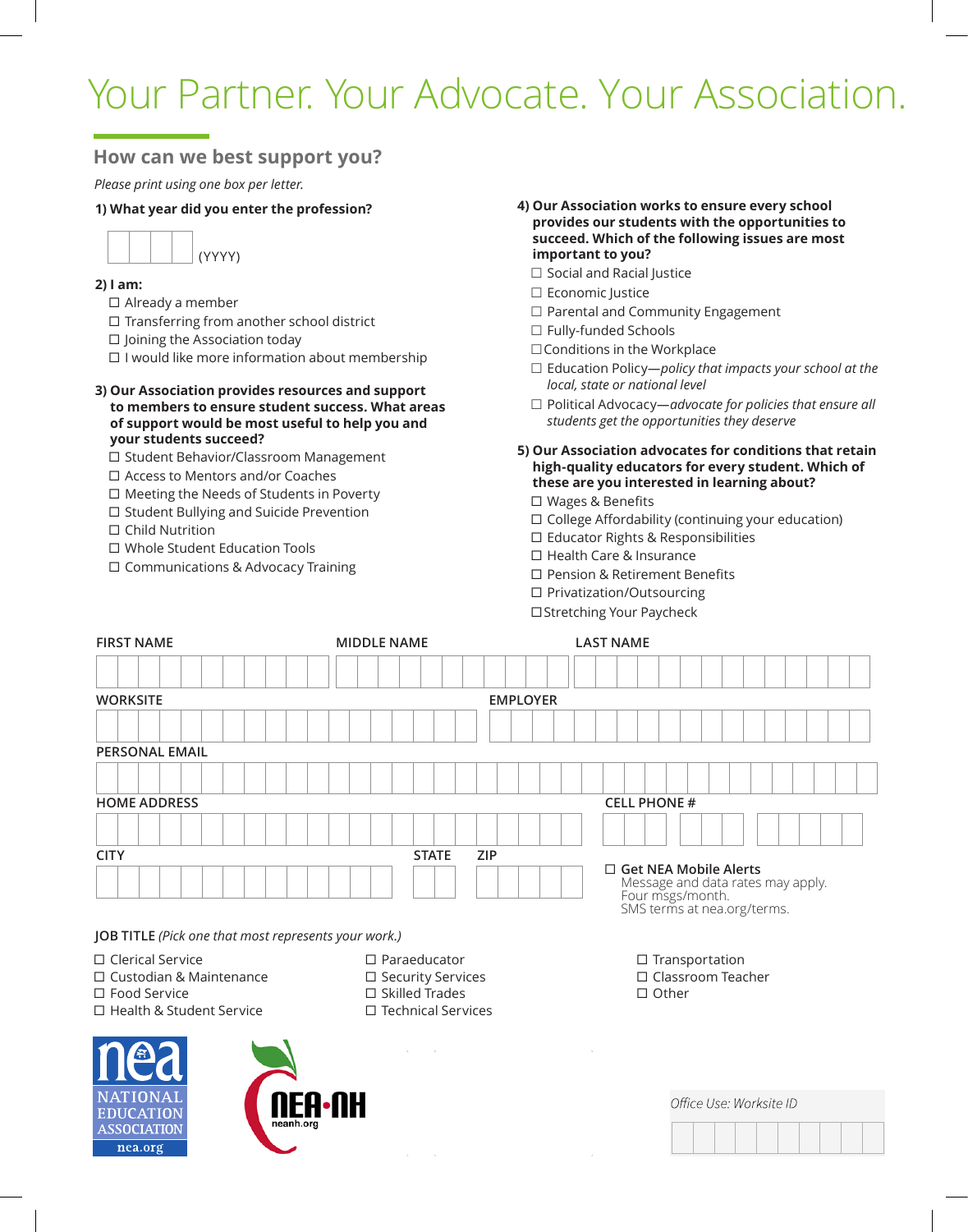# Your Partner. Your Advocate. Your Association.

## How can we best support you?

*Please print using one box per letter.*

**1) What year did you enter the profession?**

☐☐☐☐ (YYYY)

**2) I am:**

- ☐ Already a member
- ☐ Transferring from another school district
- ☐ Joining the Association today
- ☐ I would like more information about membership

**3) Our Association provides resources and support to members to ensure student success. What areas of support would be most useful to help you and your students succeed?**

- ☐ Student Behavior/Classroom Management
- ☐ Access to Mentors and/or Coaches
- ☐ Meeting the Needs of Students in Poverty
- ☐ Student Bullying and Suicide Prevention
- ☐ Child Nutrition
- ☐ Whole Student Education Tools
- ☐ Communications & Advocacy Training

**4) Our Association works to ensure every school provides our students with the opportunities to succeed. Which of the following issues are most important to you?**

- ☐ Social and Racial Justice
- ☐ Economic Justice
- ☐ Parental and Community Engagement
- ☐ Fully-funded Schools
- ☐ Conditions in the Workplace
- ☐ Education Policy—*policy that impacts your school at the local, state or national level*
- ☐ Political Advocacy—*advocate for policies that ensure all students get the opportunities they deserve*

**5) Our Association advocates for conditions that retain high-quality educators for every student. Which of these are you interested in learning about?**

- ☐ Wages & Benefits
- ☐ College Affordability (continuing your education)
- ☐ Educator Rights & Responsibilities
- ☐ Health Care & Insurance
- ☐ Pension & Retirement Benefits
- ☐ Privatization/Outsourcing
- ☐ Stretching Your Paycheck

FIRST NAME | MIDDLE NAME | LAST NAME

WORKSITE | EMPLOYER

PERSONAL EMAIL

HOME ADDRESS | CELL PHONE #

CITY | STATE | ZIP

☐ **Get NEA Mobile Alerts**
Message and data rates may apply.
Four msgs/month.
SMS terms at nea.org/terms.

**JOB TITLE** *(Pick one that most represents your work.)*

- ☐ Clerical Service
- ☐ Custodian & Maintenance
- ☐ Food Service
- ☐ Health & Student Service
- ☐ Paraeducator
- ☐ Security Services
- ☐ Skilled Trades
- ☐ Technical Services
- ☐ Transportation
- ☐ Classroom Teacher
- ☐ Other

nea NATIONAL EDUCATION ASSOCIATION nea.org

NEA-NH neanh.org

*Office Use: Worksite ID*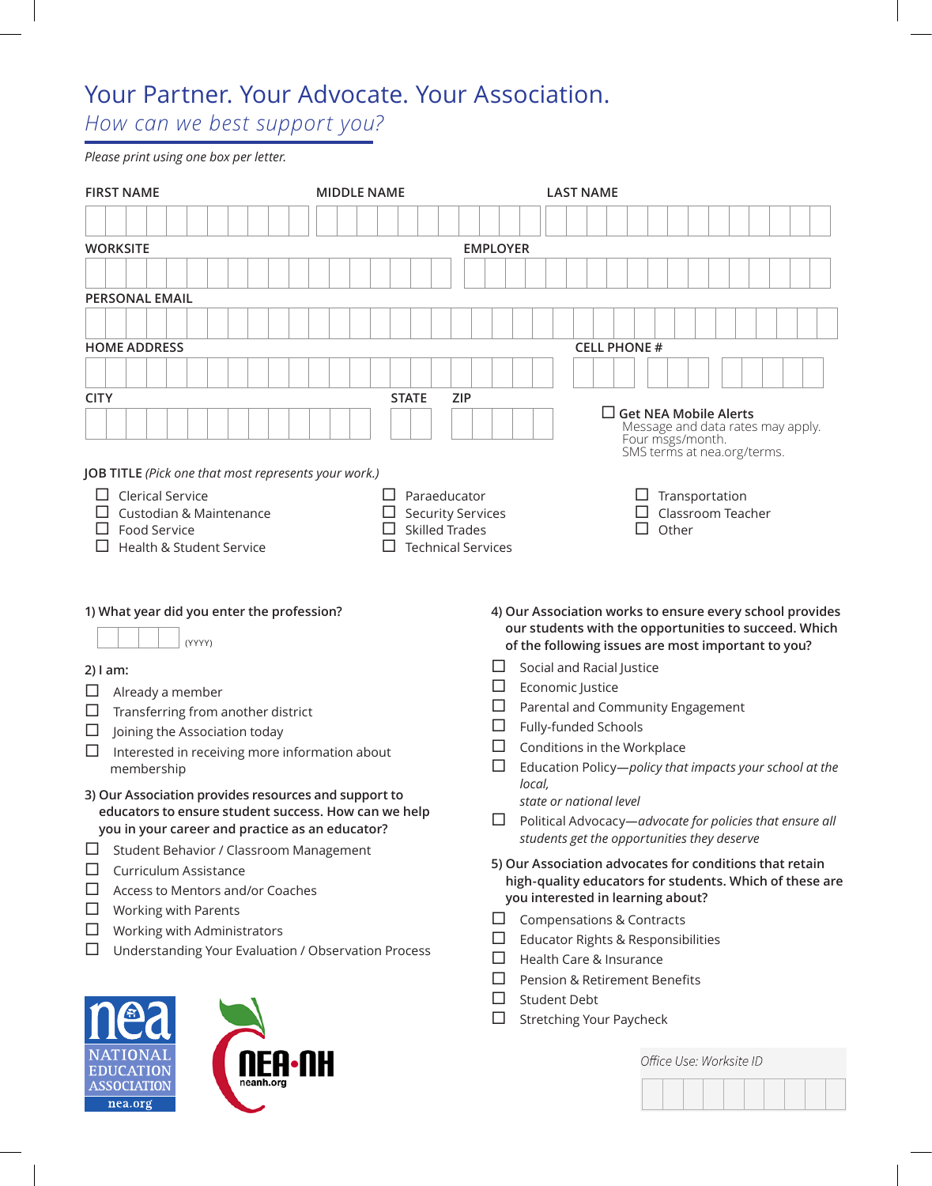# Your Partner. Your Advocate. Your Association.

*How can we best support you?*

*Please print using one box per letter.*

FIRST NAME

MIDDLE NAME

LAST NAME

WORKSITE

EMPLOYER

PERSONAL EMAIL

HOME ADDRESS

CELL PHONE #

CITY

STATE

ZIP

☐ **Get NEA Mobile Alerts**
Message and data rates may apply.
Four msgs/month.
SMS terms at nea.org/terms.

**JOB TITLE** *(Pick one that most represents your work.)*

- ☐ Clerical Service
- ☐ Custodian & Maintenance
- ☐ Food Service
- ☐ Health & Student Service
- ☐ Paraeducator
- ☐ Security Services
- ☐ Skilled Trades
- ☐ Technical Services
- ☐ Transportation
- ☐ Classroom Teacher
- ☐ Other

**1) What year did you enter the profession?**

(YYYY)

**2) I am:**

- ☐ Already a member
- ☐ Transferring from another district
- ☐ Joining the Association today
- ☐ Interested in receiving more information about membership

**3) Our Association provides resources and support to educators to ensure student success. How can we help you in your career and practice as an educator?**

- ☐ Student Behavior / Classroom Management
- ☐ Curriculum Assistance
- ☐ Access to Mentors and/or Coaches
- ☐ Working with Parents
- ☐ Working with Administrators
- ☐ Understanding Your Evaluation / Observation Process

**4) Our Association works to ensure every school provides our students with the opportunities to succeed. Which of the following issues are most important to you?**

- ☐ Social and Racial Justice
- ☐ Economic Justice
- ☐ Parental and Community Engagement
- ☐ Fully-funded Schools
- ☐ Conditions in the Workplace
- ☐ Education Policy—*policy that impacts your school at the local, state or national level*
- ☐ Political Advocacy—*advocate for policies that ensure all students get the opportunities they deserve*

**5) Our Association advocates for conditions that retain high-quality educators for students. Which of these are you interested in learning about?**

- ☐ Compensations & Contracts
- ☐ Educator Rights & Responsibilities
- ☐ Health Care & Insurance
- ☐ Pension & Retirement Benefits
- ☐ Student Debt
- ☐ Stretching Your Paycheck

nea NATIONAL EDUCATION ASSOCIATION nea.org

NEA·NH neanh.org

*Office Use: Worksite ID*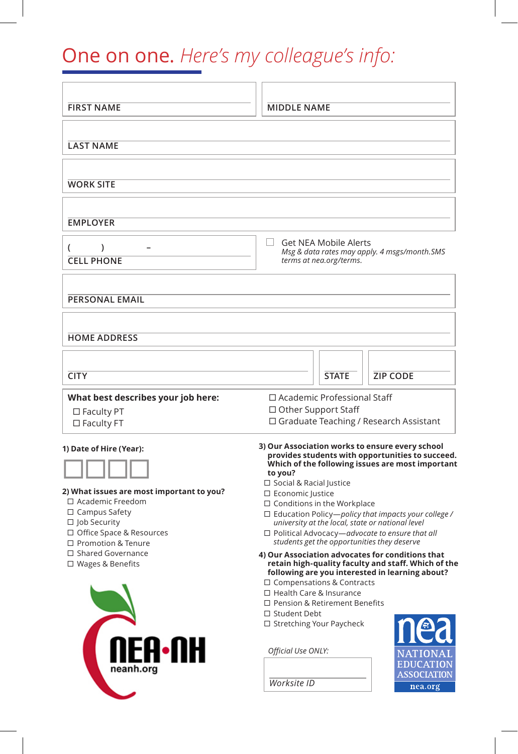# One on one. *Here's my colleague's info:*

FIRST NAME

MIDDLE NAME

LAST NAME

WORK SITE

EMPLOYER

( ) –
CELL PHONE

☐ Get NEA Mobile Alerts
*Msg & data rates may apply. 4 msgs/month.SMS terms at nea.org/terms.*

PERSONAL EMAIL

HOME ADDRESS

CITY

STATE

ZIP CODE

**What best describes your job here:**

- ☐ Faculty PT
- ☐ Faculty FT
- ☐ Academic Professional Staff
- ☐ Other Support Staff
- ☐ Graduate Teaching / Research Assistant

**1) Date of Hire (Year):**

☐☐☐☐

**2) What issues are most important to you?**

- ☐ Academic Freedom
- ☐ Campus Safety
- ☐ Job Security
- ☐ Office Space & Resources
- ☐ Promotion & Tenure
- ☐ Shared Governance
- ☐ Wages & Benefits

NEA-NH
neanh.org

**3) Our Association works to ensure every school provides students with opportunities to succeed. Which of the following issues are most important to you?**

- ☐ Social & Racial Justice
- ☐ Economic Justice
- ☐ Conditions in the Workplace
- ☐ Education Policy—*policy that impacts your college / university at the local, state or national level*
- ☐ Political Advocacy—*advocate to ensure that all students get the opportunities they deserve*

**4) Our Association advocates for conditions that retain high-quality faculty and staff. Which of the following are you interested in learning about?**

- ☐ Compensations & Contracts
- ☐ Health Care & Insurance
- ☐ Pension & Retirement Benefits
- ☐ Student Debt
- ☐ Stretching Your Paycheck

*Official Use ONLY:*

*Worksite ID*

nea
NATIONAL EDUCATION ASSOCIATION
nea.org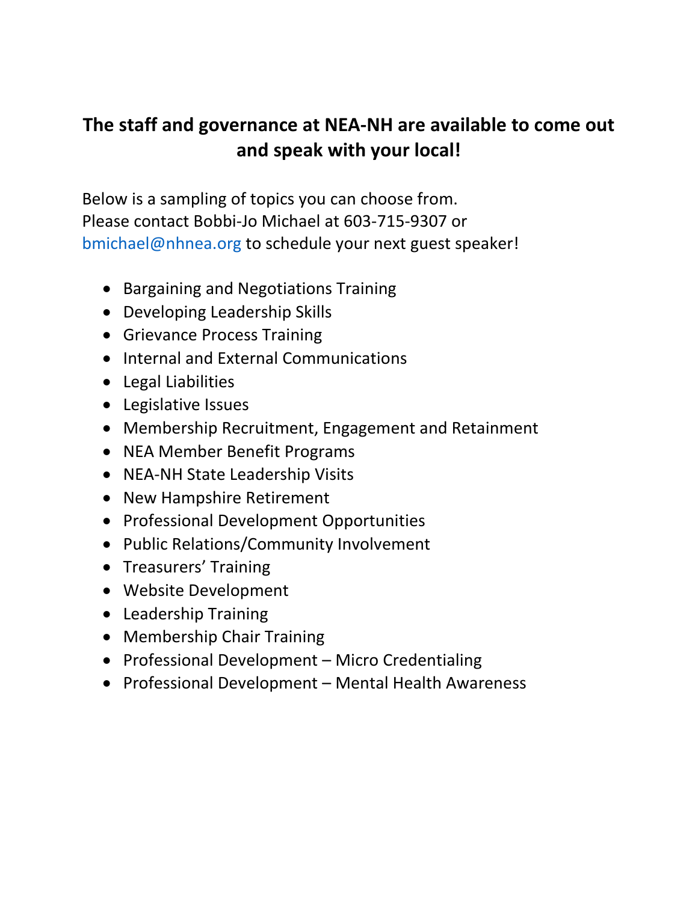## The staff and governance at NEA-NH are available to come out and speak with your local!

Below is a sampling of topics you can choose from.
Please contact Bobbi-Jo Michael at 603-715-9307 or bmichael@nhnea.org to schedule your next guest speaker!

- Bargaining and Negotiations Training
- Developing Leadership Skills
- Grievance Process Training
- Internal and External Communications
- Legal Liabilities
- Legislative Issues
- Membership Recruitment, Engagement and Retainment
- NEA Member Benefit Programs
- NEA-NH State Leadership Visits
- New Hampshire Retirement
- Professional Development Opportunities
- Public Relations/Community Involvement
- Treasurers' Training
- Website Development
- Leadership Training
- Membership Chair Training
- Professional Development – Micro Credentialing
- Professional Development – Mental Health Awareness